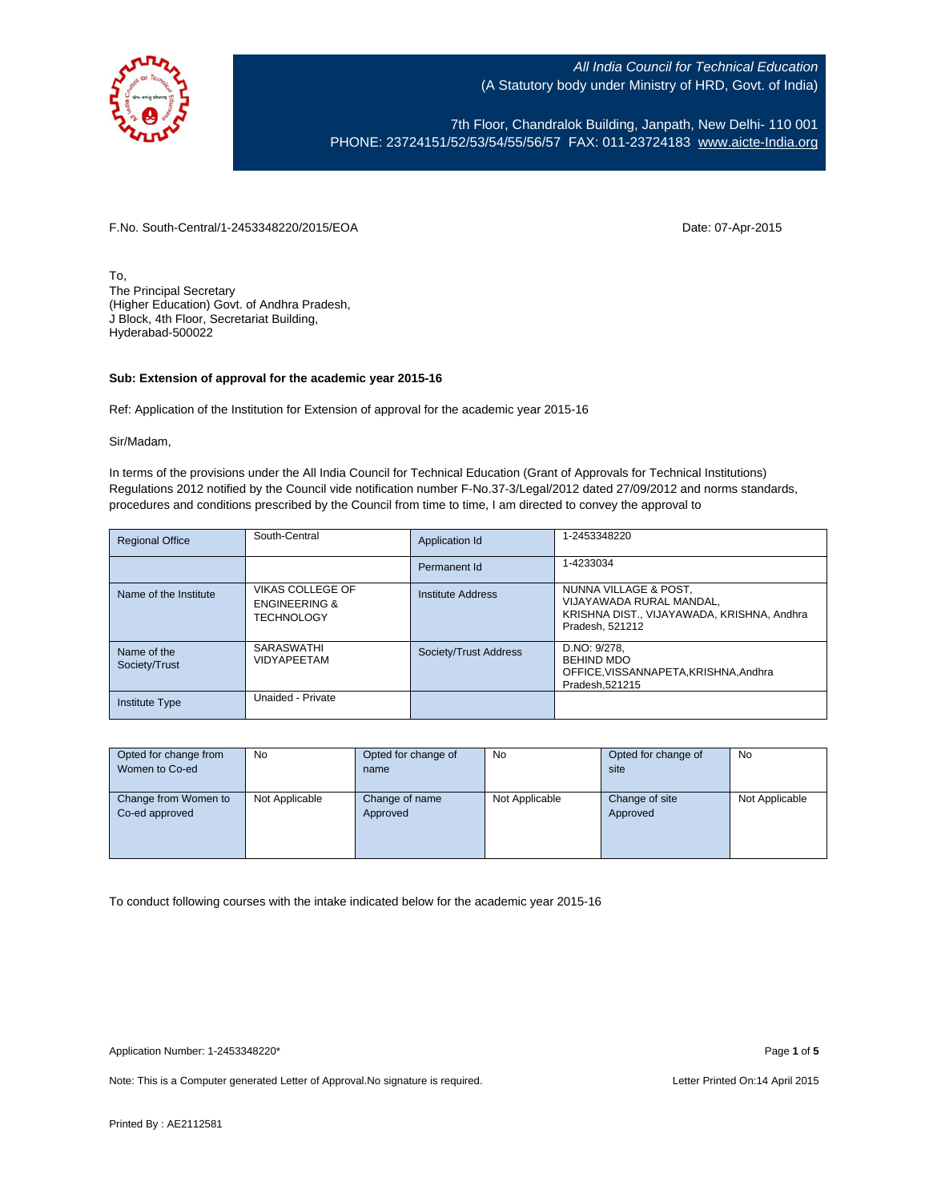All India Council for Technical Education
(A Statutory body under Ministry of HRD, Govt. of India)

7th Floor, Chandralok Building, Janpath, New Delhi- 110 001
PHONE: 23724151/52/53/54/55/56/57 FAX: 011-23724183 www.aicte-India.org

F.No. South-Central/1-2453348220/2015/EOA

Date: 07-Apr-2015

To,
The Principal Secretary
(Higher Education) Govt. of Andhra Pradesh,
J Block, 4th Floor, Secretariat Building,
Hyderabad-500022

**Sub: Extension of approval for the academic year 2015-16**

Ref: Application of the Institution for Extension of approval for the academic year 2015-16

Sir/Madam,

In terms of the provisions under the All India Council for Technical Education (Grant of Approvals for Technical Institutions) Regulations 2012 notified by the Council vide notification number F-No.37-3/Legal/2012 dated 27/09/2012 and norms standards, procedures and conditions prescribed by the Council from time to time, I am directed to convey the approval to

| Regional Office | South-Central | Application Id | 1-2453348220 |
|---|---|---|---|
| | | Permanent Id | 1-4233034 |
| Name of the Institute | VIKAS COLLEGE OF ENGINEERING & TECHNOLOGY | Institute Address | NUNNA VILLAGE & POST, VIJAYAWADA RURAL MANDAL, KRISHNA DIST., VIJAYAWADA, KRISHNA, Andhra Pradesh, 521212 |
| Name of the Society/Trust | SARASWATHI VIDYAPEETAM | Society/Trust Address | D.NO: 9/278, BEHIND MDO OFFICE,VISSANNAPETA,KRISHNA,Andhra Pradesh,521215 |
| Institute Type | Unaided - Private | | |

| Opted for change from Women to Co-ed | No | Opted for change of name | No | Opted for change of site | No |
|---|---|---|---|---|---|
| Change from Women to Co-ed approved | Not Applicable | Change of name Approved | Not Applicable | Change of site Approved | Not Applicable |

To conduct following courses with the intake indicated below for the academic year 2015-16

Application Number: 1-2453348220*

Note: This is a Computer generated Letter of Approval.No signature is required.

Letter Printed On:14 April 2015

Printed By : AE2112581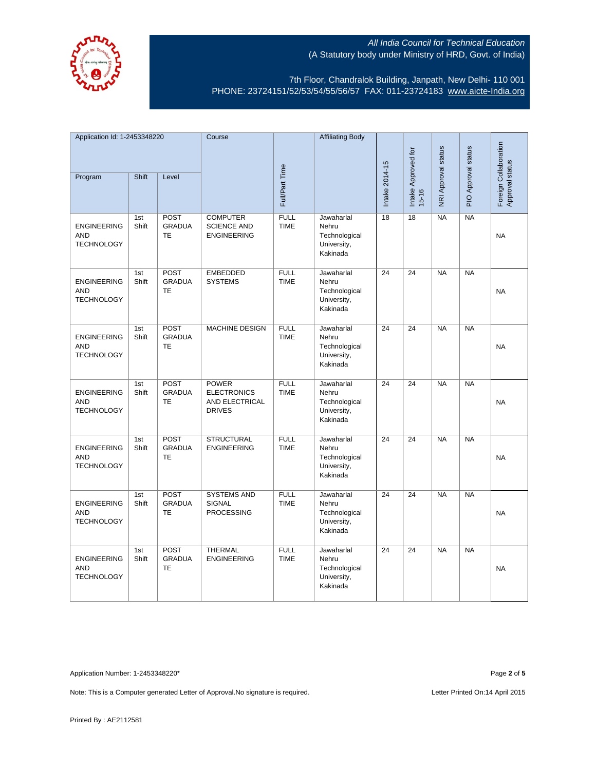All India Council for Technical Education
(A Statutory body under Ministry of HRD, Govt. of India)

7th Floor, Chandralok Building, Janpath, New Delhi- 110 001
PHONE: 23724151/52/53/54/55/56/57 FAX: 011-23724183 www.aicte-India.org

| Application Id: 1-2453348220 | | | Course | Full/Part Time | Affiliating Body | Intake 2014-15 | Intake Approved for 15-16 | NRI Approval status | PIO Approval status | Foreign Collaboration Approval status |
|---|---|---|---|---|---|---|---|---|---|---|
| Program | Shift | Level | | | | | | | | |
| ENGINEERING AND TECHNOLOGY | 1st Shift | POST GRADUATE | COMPUTER SCIENCE AND ENGINEERING | FULL TIME | Jawaharlal Nehru Technological University, Kakinada | 18 | 18 | NA | NA | NA |
| ENGINEERING AND TECHNOLOGY | 1st Shift | POST GRADUATE | EMBEDDED SYSTEMS | FULL TIME | Jawaharlal Nehru Technological University, Kakinada | 24 | 24 | NA | NA | NA |
| ENGINEERING AND TECHNOLOGY | 1st Shift | POST GRADUATE | MACHINE DESIGN | FULL TIME | Jawaharlal Nehru Technological University, Kakinada | 24 | 24 | NA | NA | NA |
| ENGINEERING AND TECHNOLOGY | 1st Shift | POST GRADUATE | POWER ELECTRONICS AND ELECTRICAL DRIVES | FULL TIME | Jawaharlal Nehru Technological University, Kakinada | 24 | 24 | NA | NA | NA |
| ENGINEERING AND TECHNOLOGY | 1st Shift | POST GRADUATE | STRUCTURAL ENGINEERING | FULL TIME | Jawaharlal Nehru Technological University, Kakinada | 24 | 24 | NA | NA | NA |
| ENGINEERING AND TECHNOLOGY | 1st Shift | POST GRADUATE | SYSTEMS AND SIGNAL PROCESSING | FULL TIME | Jawaharlal Nehru Technological University, Kakinada | 24 | 24 | NA | NA | NA |
| ENGINEERING AND TECHNOLOGY | 1st Shift | POST GRADUATE | THERMAL ENGINEERING | FULL TIME | Jawaharlal Nehru Technological University, Kakinada | 24 | 24 | NA | NA | NA |

Application Number: 1-2453348220*

Note: This is a Computer generated Letter of Approval.No signature is required.

Letter Printed On:14 April 2015

Printed By : AE2112581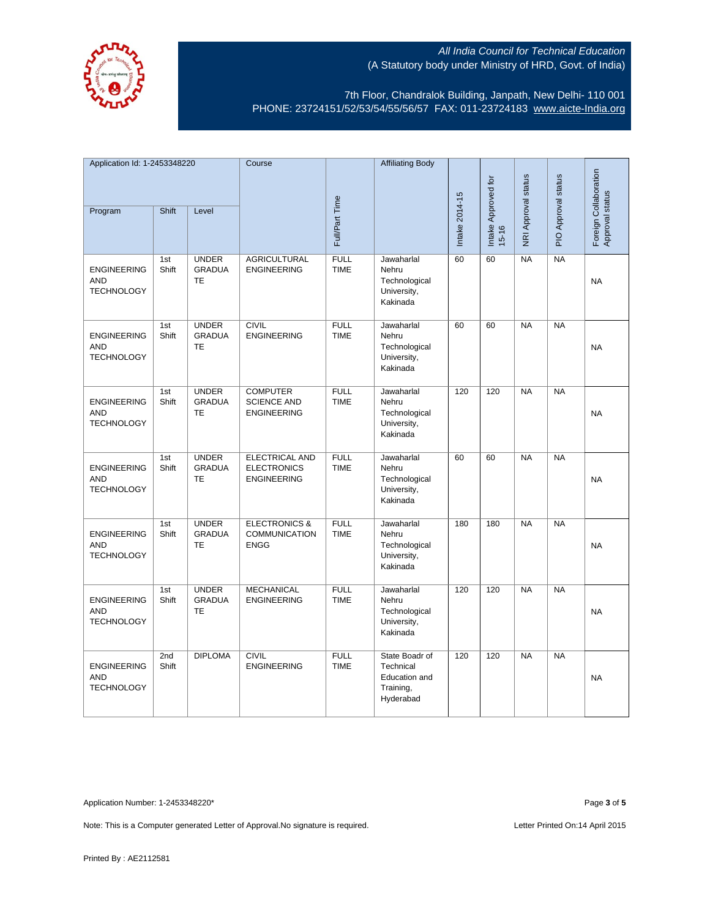All India Council for Technical Education
(A Statutory body under Ministry of HRD, Govt. of India)

7th Floor, Chandralok Building, Janpath, New Delhi- 110 001
PHONE: 23724151/52/53/54/55/56/57 FAX: 011-23724183 www.aicte-India.org

| Application Id: 1-2453348220 | | | Course | Full/Part Time | Affiliating Body | Intake 2014-15 | Intake Approved for 15-16 | NRI Approval status | PIO Approval status | Foreign Collaboration Approval status |
|---|---|---|---|---|---|---|---|---|---|---|
| Program | Shift | Level | | | | | | | | |
| ENGINEERING AND TECHNOLOGY | 1st Shift | UNDER GRADUATE | AGRICULTURAL ENGINEERING | FULL TIME | Jawaharlal Nehru Technological University, Kakinada | 60 | 60 | NA | NA | NA |
| ENGINEERING AND TECHNOLOGY | 1st Shift | UNDER GRADUATE | CIVIL ENGINEERING | FULL TIME | Jawaharlal Nehru Technological University, Kakinada | 60 | 60 | NA | NA | NA |
| ENGINEERING AND TECHNOLOGY | 1st Shift | UNDER GRADUATE | COMPUTER SCIENCE AND ENGINEERING | FULL TIME | Jawaharlal Nehru Technological University, Kakinada | 120 | 120 | NA | NA | NA |
| ENGINEERING AND TECHNOLOGY | 1st Shift | UNDER GRADUATE | ELECTRICAL AND ELECTRONICS ENGINEERING | FULL TIME | Jawaharlal Nehru Technological University, Kakinada | 60 | 60 | NA | NA | NA |
| ENGINEERING AND TECHNOLOGY | 1st Shift | UNDER GRADUATE | ELECTRONICS & COMMUNICATION ENGG | FULL TIME | Jawaharlal Nehru Technological University, Kakinada | 180 | 180 | NA | NA | NA |
| ENGINEERING AND TECHNOLOGY | 1st Shift | UNDER GRADUATE | MECHANICAL ENGINEERING | FULL TIME | Jawaharlal Nehru Technological University, Kakinada | 120 | 120 | NA | NA | NA |
| ENGINEERING AND TECHNOLOGY | 2nd Shift | DIPLOMA | CIVIL ENGINEERING | FULL TIME | State Boadr of Technical Education and Training, Hyderabad | 120 | 120 | NA | NA | NA |

Application Number: 1-2453348220*

Note: This is a Computer generated Letter of Approval.No signature is required.

Letter Printed On:14 April 2015

Printed By : AE2112581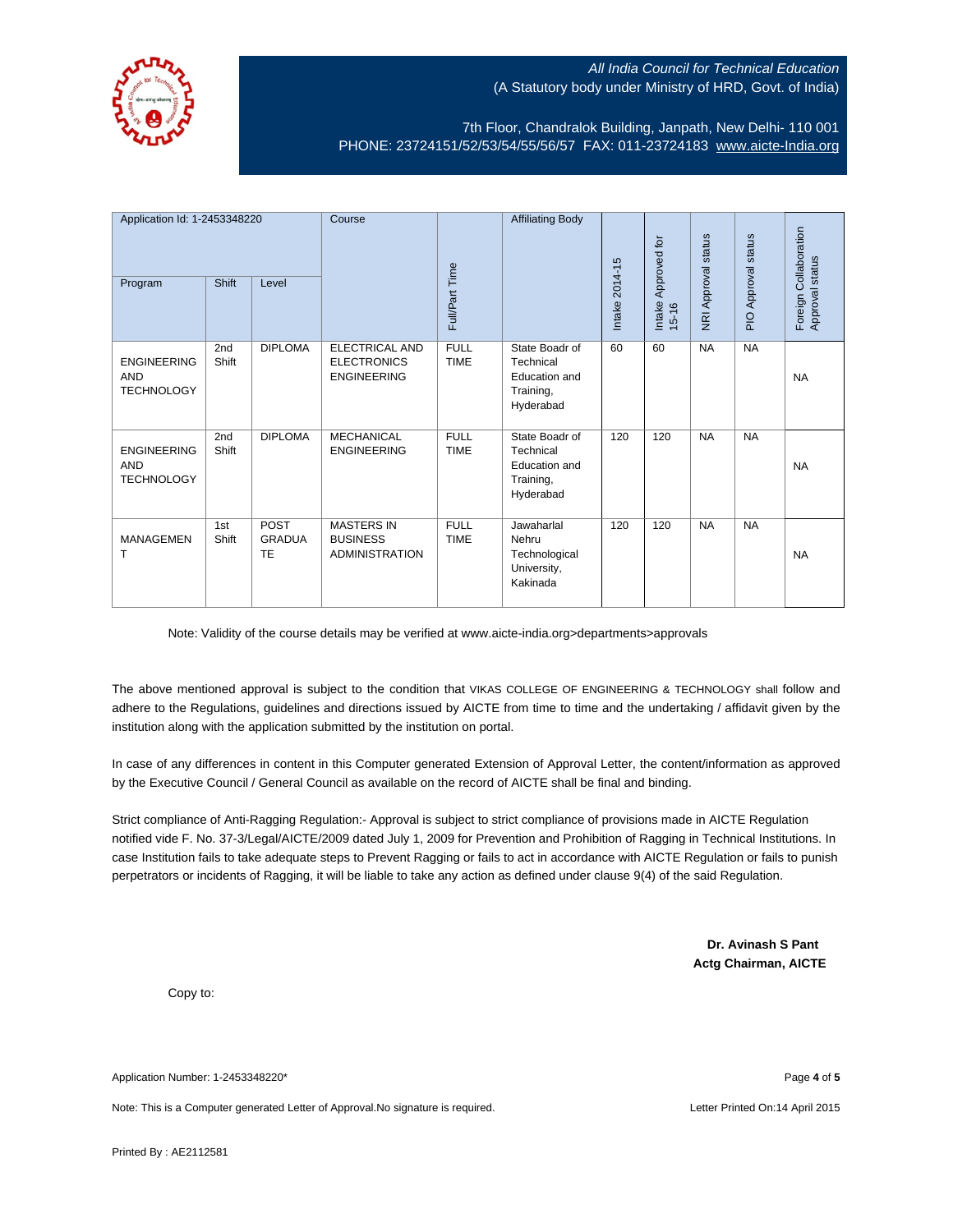All India Council for Technical Education
(A Statutory body under Ministry of HRD, Govt. of India)

7th Floor, Chandralok Building, Janpath, New Delhi- 110 001
PHONE: 23724151/52/53/54/55/56/57 FAX: 011-23724183 www.aicte-India.org

| Application Id: 1-2453348220 | | | Course | Full/Part Time | Affiliating Body | Intake 2014-15 | Intake Approved for 15-16 | NRI Approval status | PIO Approval status | Foreign Collaboration Approval status |
|---|---|---|---|---|---|---|---|---|---|---|
| Program | Shift | Level | | | | | | | | |
| ENGINEERING AND TECHNOLOGY | 2nd Shift | DIPLOMA | ELECTRICAL AND ELECTRONICS ENGINEERING | FULL TIME | State Boadr of Technical Education and Training, Hyderabad | 60 | 60 | NA | NA | NA |
| ENGINEERING AND TECHNOLOGY | 2nd Shift | DIPLOMA | MECHANICAL ENGINEERING | FULL TIME | State Boadr of Technical Education and Training, Hyderabad | 120 | 120 | NA | NA | NA |
| MANAGEMENT | 1st Shift | POST GRADUATE | MASTERS IN BUSINESS ADMINISTRATION | FULL TIME | Jawaharlal Nehru Technological University, Kakinada | 120 | 120 | NA | NA | NA |

Note: Validity of the course details may be verified at www.aicte-india.org>departments>approvals

The above mentioned approval is subject to the condition that VIKAS COLLEGE OF ENGINEERING & TECHNOLOGY shall follow and adhere to the Regulations, guidelines and directions issued by AICTE from time to time and the undertaking / affidavit given by the institution along with the application submitted by the institution on portal.

In case of any differences in content in this Computer generated Extension of Approval Letter, the content/information as approved by the Executive Council / General Council as available on the record of AICTE shall be final and binding.

Strict compliance of Anti-Ragging Regulation:- Approval is subject to strict compliance of provisions made in AICTE Regulation notified vide F. No. 37-3/Legal/AICTE/2009 dated July 1, 2009 for Prevention and Prohibition of Ragging in Technical Institutions. In case Institution fails to take adequate steps to Prevent Ragging or fails to act in accordance with AICTE Regulation or fails to punish perpetrators or incidents of Ragging, it will be liable to take any action as defined under clause 9(4) of the said Regulation.

**Dr. Avinash S Pant**
**Actg Chairman, AICTE**

Copy to:

Application Number: 1-2453348220*

Note: This is a Computer generated Letter of Approval.No signature is required.

Letter Printed On:14 April 2015

Printed By : AE2112581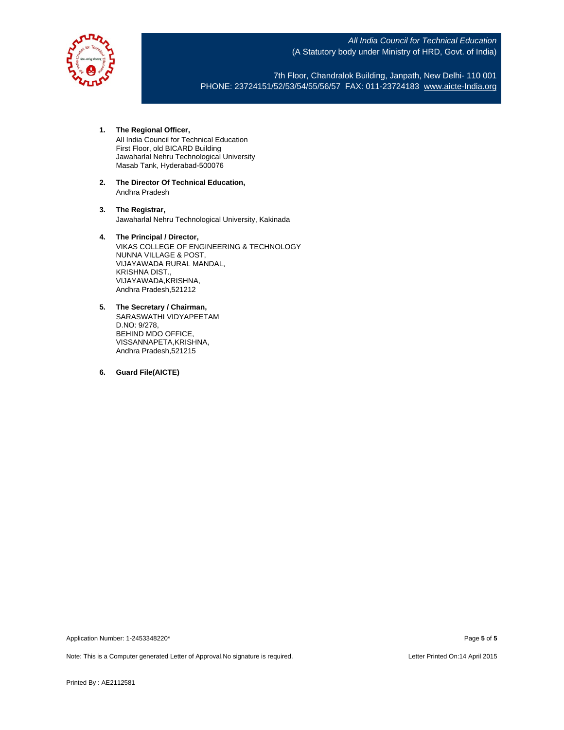*All India Council for Technical Education*
(A Statutory body under Ministry of HRD, Govt. of India)

7th Floor, Chandralok Building, Janpath, New Delhi- 110 001
PHONE: 23724151/52/53/54/55/56/57 FAX: 011-23724183 www.aicte-India.org

1. **The Regional Officer,**
   All India Council for Technical Education
   First Floor, old BICARD Building
   Jawaharlal Nehru Technological University
   Masab Tank, Hyderabad-500076

2. **The Director Of Technical Education,**
   Andhra Pradesh

3. **The Registrar,**
   Jawaharlal Nehru Technological University, Kakinada

4. **The Principal / Director,**
   VIKAS COLLEGE OF ENGINEERING & TECHNOLOGY
   NUNNA VILLAGE & POST,
   VIJAYAWADA RURAL MANDAL,
   KRISHNA DIST.,
   VIJAYAWADA,KRISHNA,
   Andhra Pradesh,521212

5. **The Secretary / Chairman,**
   SARASWATHI VIDYAPEETAM
   D.NO: 9/278,
   BEHIND MDO OFFICE,
   VISSANNAPETA,KRISHNA,
   Andhra Pradesh,521215

6. **Guard File(AICTE)**

Application Number: 1-2453348220*

Note: This is a Computer generated Letter of Approval.No signature is required.

Letter Printed On:14 April 2015

Printed By : AE2112581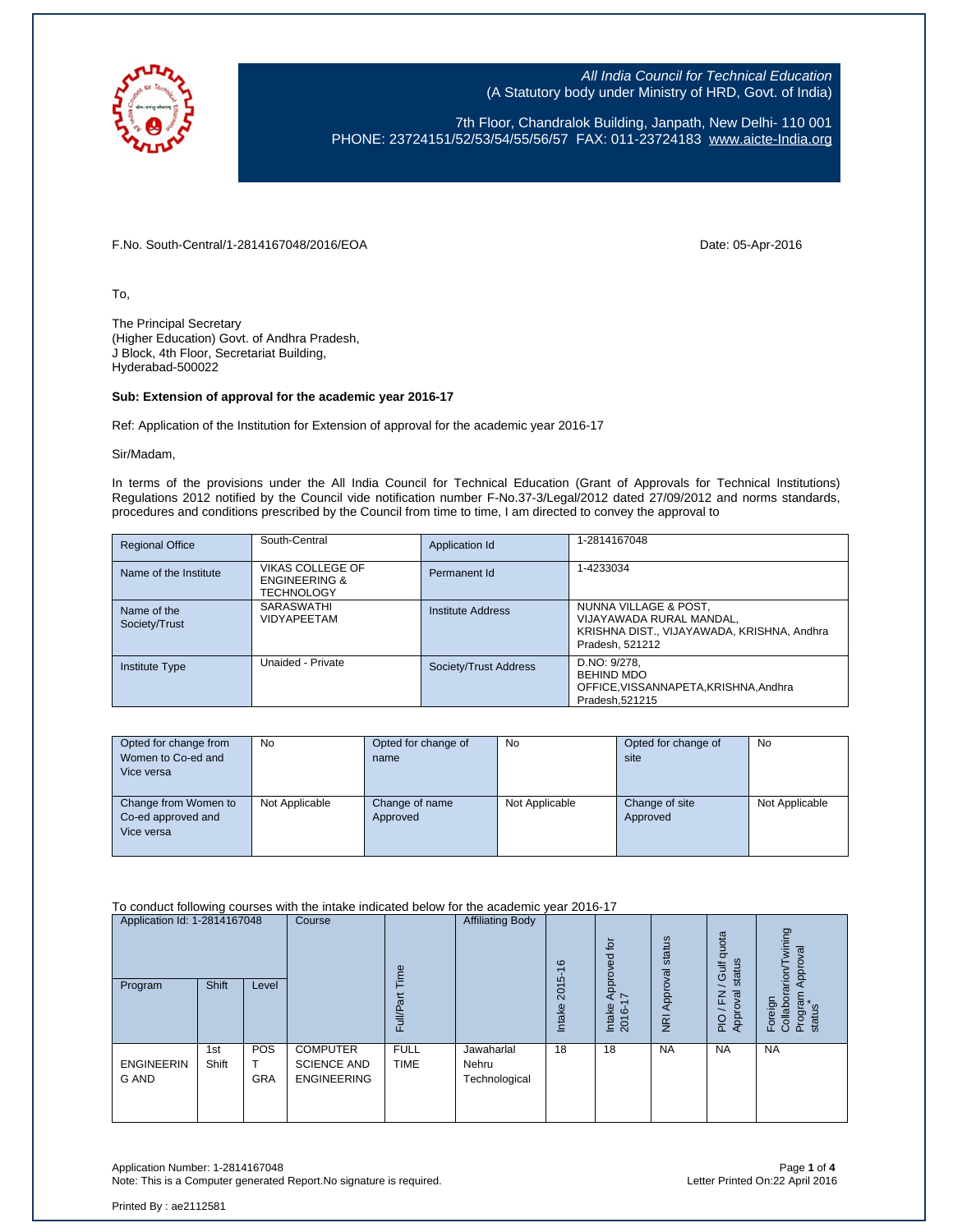All India Council for Technical Education
(A Statutory body under Ministry of HRD, Govt. of India)

7th Floor, Chandralok Building, Janpath, New Delhi- 110 001
PHONE: 23724151/52/53/54/55/56/57 FAX: 011-23724183 www.aicte-India.org

F.No. South-Central/1-2814167048/2016/EOA

Date: 05-Apr-2016

To,

The Principal Secretary
(Higher Education) Govt. of Andhra Pradesh,
J Block, 4th Floor, Secretariat Building,
Hyderabad-500022

**Sub: Extension of approval for the academic year 2016-17**

Ref: Application of the Institution for Extension of approval for the academic year 2016-17

Sir/Madam,

In terms of the provisions under the All India Council for Technical Education (Grant of Approvals for Technical Institutions) Regulations 2012 notified by the Council vide notification number F-No.37-3/Legal/2012 dated 27/09/2012 and norms standards, procedures and conditions prescribed by the Council from time to time, I am directed to convey the approval to

| Regional Office | South-Central | Application Id | 1-2814167048 |
|---|---|---|---|
| Name of the Institute | VIKAS COLLEGE OF ENGINEERING & TECHNOLOGY | Permanent Id | 1-4233034 |
| Name of the Society/Trust | SARASWATHI VIDYAPEETAM | Institute Address | NUNNA VILLAGE & POST, VIJAYAWADA RURAL MANDAL, KRISHNA DIST., VIJAYAWADA, KRISHNA, Andhra Pradesh, 521212 |
| Institute Type | Unaided - Private | Society/Trust Address | D.NO: 9/278, BEHIND MDO OFFICE,VISSANNAPETA,KRISHNA,Andhra Pradesh,521215 |

| Opted for change from Women to Co-ed and Vice versa | No | Opted for change of name | No | Opted for change of site | No |
|---|---|---|---|---|---|
| Change from Women to Co-ed approved and Vice versa | Not Applicable | Change of name Approved | Not Applicable | Change of site Approved | Not Applicable |

To conduct following courses with the intake indicated below for the academic year 2016-17

| Application Id: 1-2814167048 | | | Course | Full/Part Time | Affiliating Body | Intake 2015-16 | Intake Approved for 2016-17 | NRI Approval status | PIO / FN / Gulf quota Approval status | Foreign Collaborarion/Twining Program Approval status* |
|---|---|---|---|---|---|---|---|---|---|---|
| Program | Shift | Level | | | | | | | | |
| ENGINEERING AND | 1st Shift | POST GRA | COMPUTER SCIENCE AND ENGINEERING | FULL TIME | Jawaharlal Nehru Technological | 18 | 18 | NA | NA | NA |

Application Number: 1-2814167048
Note: This is a Computer generated Report.No signature is required.

Letter Printed On:22 April 2016

Printed By : ae2112581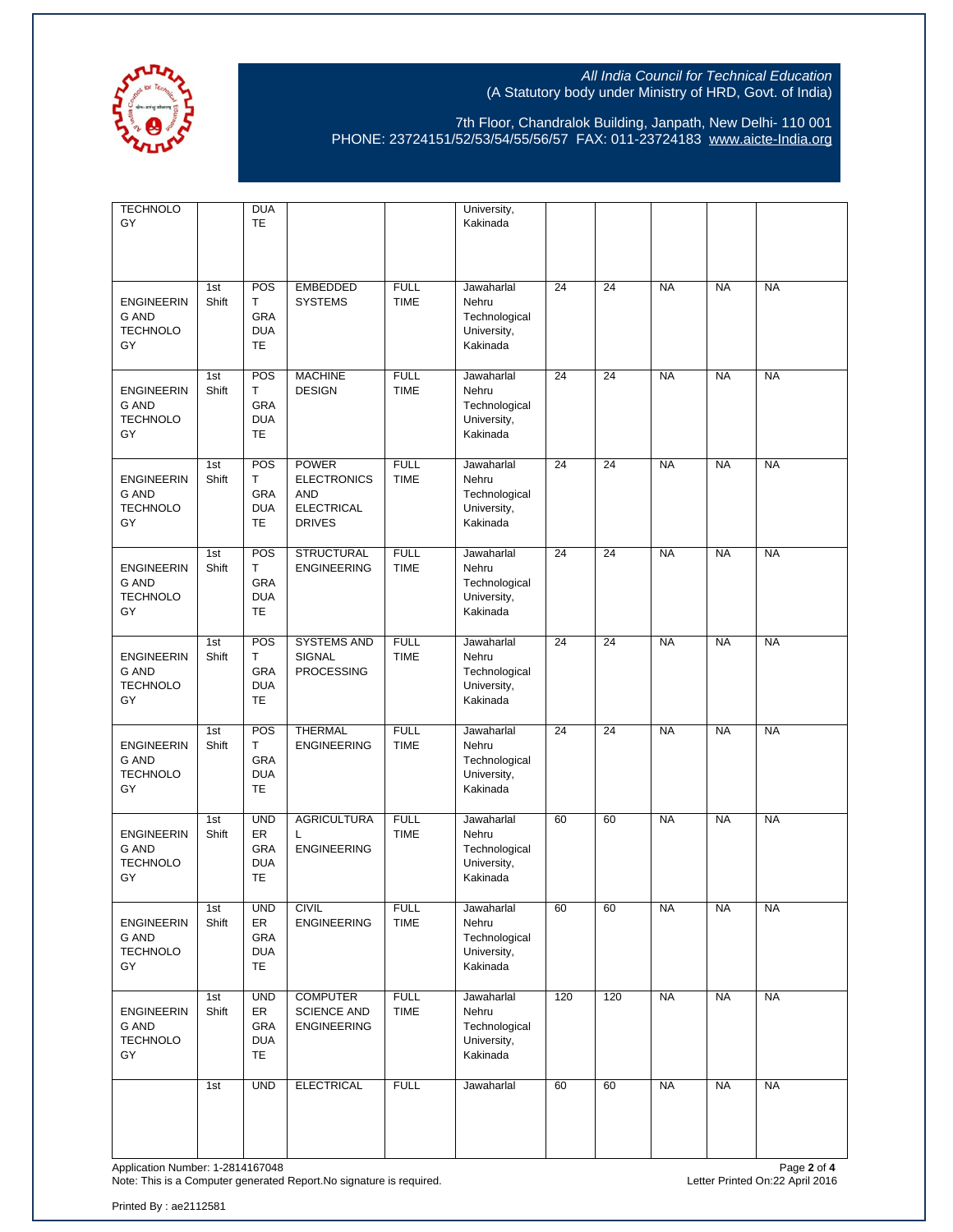All India Council for Technical Education
(A Statutory body under Ministry of HRD, Govt. of India)

7th Floor, Chandralok Building, Janpath, New Delhi- 110 001
PHONE: 23724151/52/53/54/55/56/57 FAX: 011-23724183 www.aicte-India.org

| | | | | | | | | | | |
|---|---|---|---|---|---|---|---|---|---|---|
| TECHNOLOGY | | DUATE | | | University, Kakinada | | | | | |
| ENGINEERING AND TECHNOLOGY | 1st Shift | POST GRADUATE | EMBEDDED SYSTEMS | FULL TIME | Jawaharlal Nehru Technological University, Kakinada | 24 | 24 | NA | NA | NA |
| ENGINEERING AND TECHNOLOGY | 1st Shift | POST GRADUATE | MACHINE DESIGN | FULL TIME | Jawaharlal Nehru Technological University, Kakinada | 24 | 24 | NA | NA | NA |
| ENGINEERING AND TECHNOLOGY | 1st Shift | POST GRADUATE | POWER ELECTRONICS AND ELECTRICAL DRIVES | FULL TIME | Jawaharlal Nehru Technological University, Kakinada | 24 | 24 | NA | NA | NA |
| ENGINEERING AND TECHNOLOGY | 1st Shift | POST GRADUATE | STRUCTURAL ENGINEERING | FULL TIME | Jawaharlal Nehru Technological University, Kakinada | 24 | 24 | NA | NA | NA |
| ENGINEERING AND TECHNOLOGY | 1st Shift | POST GRADUATE | SYSTEMS AND SIGNAL PROCESSING | FULL TIME | Jawaharlal Nehru Technological University, Kakinada | 24 | 24 | NA | NA | NA |
| ENGINEERING AND TECHNOLOGY | 1st Shift | POST GRADUATE | THERMAL ENGINEERING | FULL TIME | Jawaharlal Nehru Technological University, Kakinada | 24 | 24 | NA | NA | NA |
| ENGINEERING AND TECHNOLOGY | 1st Shift | UNDER GRADUATE | AGRICULTURAL ENGINEERING | FULL TIME | Jawaharlal Nehru Technological University, Kakinada | 60 | 60 | NA | NA | NA |
| ENGINEERING AND TECHNOLOGY | 1st Shift | UNDER GRADUATE | CIVIL ENGINEERING | FULL TIME | Jawaharlal Nehru Technological University, Kakinada | 60 | 60 | NA | NA | NA |
| ENGINEERING AND TECHNOLOGY | 1st Shift | UNDER GRADUATE | COMPUTER SCIENCE AND ENGINEERING | FULL TIME | Jawaharlal Nehru Technological University, Kakinada | 120 | 120 | NA | NA | NA |
| | 1st | UND | ELECTRICAL | FULL | Jawaharlal | 60 | 60 | NA | NA | NA |

Application Number: 1-2814167048
Note: This is a Computer generated Report.No signature is required.

Letter Printed On:22 April 2016

Printed By : ae2112581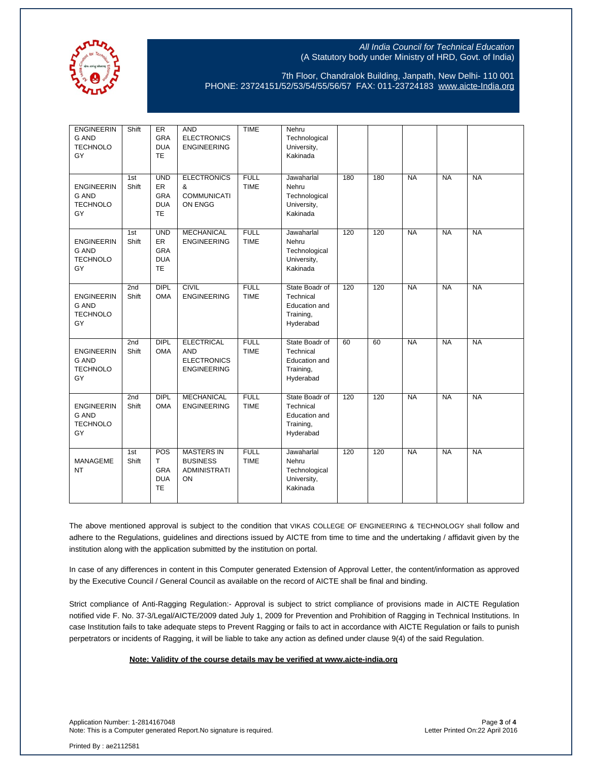| ENGINEERING AND TECHNOLOGY | Shift | ERGRADUATE | AND ELECTRONICS ENGINEERING | TIME | Nehru Technological University, Kakinada | | | | | |
|---|---|---|---|---|---|---|---|---|---|---|
| ENGINEERING AND TECHNOLOGY | 1st Shift | UNDERGRADUATE | ELECTRONICS & COMMUNICATION ENGG | FULL TIME | Jawaharlal Nehru Technological University, Kakinada | 180 | 180 | NA | NA | NA |
| ENGINEERING AND TECHNOLOGY | 1st Shift | UNDERGRADUATE | MECHANICAL ENGINEERING | FULL TIME | Jawaharlal Nehru Technological University, Kakinada | 120 | 120 | NA | NA | NA |
| ENGINEERING AND TECHNOLOGY | 2nd Shift | DIPLOMA | CIVIL ENGINEERING | FULL TIME | State Boadr of Technical Education and Training, Hyderabad | 120 | 120 | NA | NA | NA |
| ENGINEERING AND TECHNOLOGY | 2nd Shift | DIPLOMA | ELECTRICAL AND ELECTRONICS ENGINEERING | FULL TIME | State Boadr of Technical Education and Training, Hyderabad | 60 | 60 | NA | NA | NA |
| ENGINEERING AND TECHNOLOGY | 2nd Shift | DIPLOMA | MECHANICAL ENGINEERING | FULL TIME | State Boadr of Technical Education and Training, Hyderabad | 120 | 120 | NA | NA | NA |
| MANAGEMENT | 1st Shift | POST GRADUATE | MASTERS IN BUSINESS ADMINISTRATION | FULL TIME | Jawaharlal Nehru Technological University, Kakinada | 120 | 120 | NA | NA | NA |

The above mentioned approval is subject to the condition that VIKAS COLLEGE OF ENGINEERING & TECHNOLOGY shall follow and adhere to the Regulations, guidelines and directions issued by AICTE from time to time and the undertaking / affidavit given by the institution along with the application submitted by the institution on portal.

In case of any differences in content in this Computer generated Extension of Approval Letter, the content/information as approved by the Executive Council / General Council as available on the record of AICTE shall be final and binding.

Strict compliance of Anti-Ragging Regulation:- Approval is subject to strict compliance of provisions made in AICTE Regulation notified vide F. No. 37-3/Legal/AICTE/2009 dated July 1, 2009 for Prevention and Prohibition of Ragging in Technical Institutions. In case Institution fails to take adequate steps to Prevent Ragging or fails to act in accordance with AICTE Regulation or fails to punish perpetrators or incidents of Ragging, it will be liable to take any action as defined under clause 9(4) of the said Regulation.

**Note: Validity of the course details may be verified at www.aicte-india.org**

Application Number: 1-2814167048
Note: This is a Computer generated Report.No signature is required.

Letter Printed On:22 April 2016

Printed By : ae2112581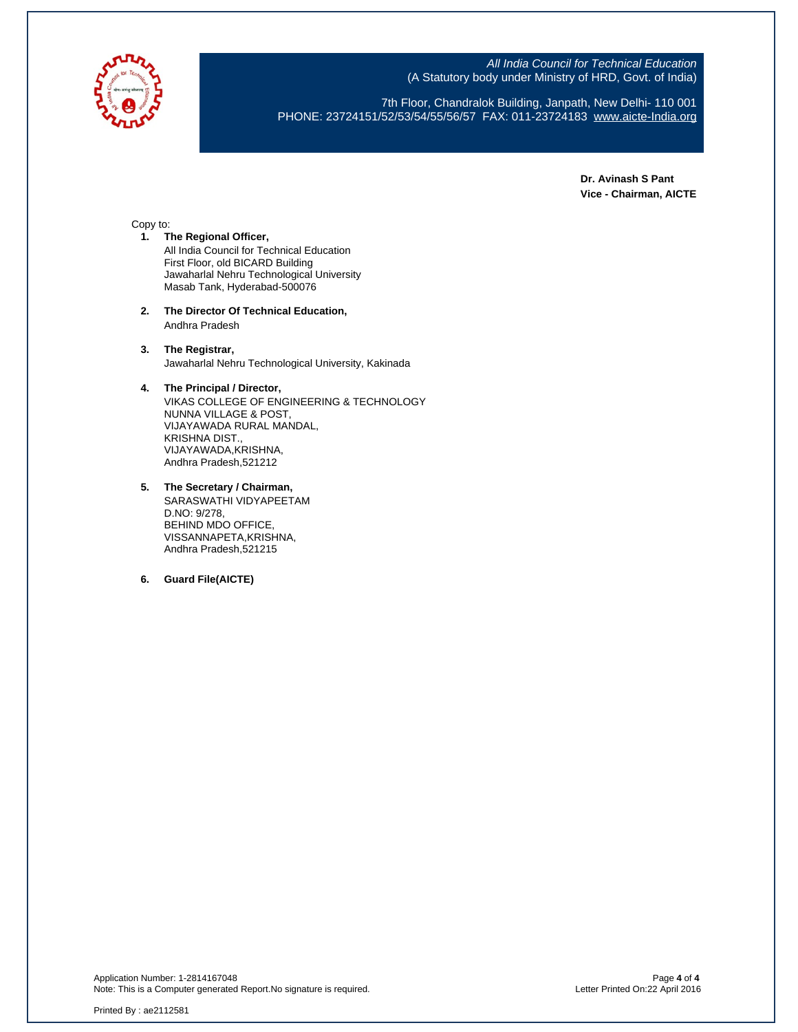*All India Council for Technical Education*
(A Statutory body under Ministry of HRD, Govt. of India)

7th Floor, Chandralok Building, Janpath, New Delhi- 110 001
PHONE: 23724151/52/53/54/55/56/57 FAX: 011-23724183 www.aicte-India.org

**Dr. Avinash S Pant**
**Vice - Chairman, AICTE**

Copy to:

1. **The Regional Officer,**
   All India Council for Technical Education
   First Floor, old BICARD Building
   Jawaharlal Nehru Technological University
   Masab Tank, Hyderabad-500076

2. **The Director Of Technical Education,**
   Andhra Pradesh

3. **The Registrar,**
   Jawaharlal Nehru Technological University, Kakinada

4. **The Principal / Director,**
   VIKAS COLLEGE OF ENGINEERING & TECHNOLOGY
   NUNNA VILLAGE & POST,
   VIJAYAWADA RURAL MANDAL,
   KRISHNA DIST.,
   VIJAYAWADA,KRISHNA,
   Andhra Pradesh,521212

5. **The Secretary / Chairman,**
   SARASWATHI VIDYAPEETAM
   D.NO: 9/278,
   BEHIND MDO OFFICE,
   VISSANNAPETA,KRISHNA,
   Andhra Pradesh,521215

6. **Guard File(AICTE)**

Application Number: 1-2814167048
Note: This is a Computer generated Report.No signature is required.

Letter Printed On:22 April 2016

Printed By : ae2112581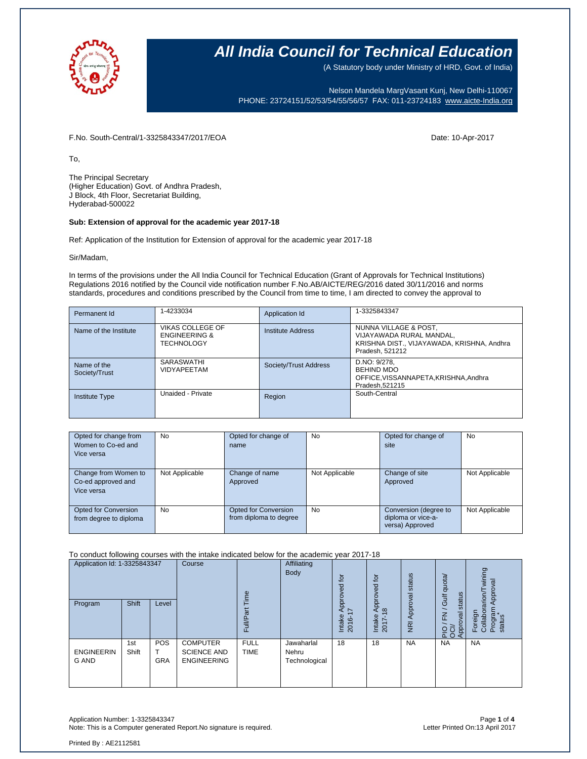# All India Council for Technical Education

(A Statutory body under Ministry of HRD, Govt. of India)

Nelson Mandela MargVasant Kunj, New Delhi-110067
PHONE: 23724151/52/53/54/55/56/57 FAX: 011-23724183 www.aicte-India.org

F.No. South-Central/1-3325843347/2017/EOA

Date: 10-Apr-2017

To,

The Principal Secretary
(Higher Education) Govt. of Andhra Pradesh,
J Block, 4th Floor, Secretariat Building,
Hyderabad-500022

**Sub: Extension of approval for the academic year 2017-18**

Ref: Application of the Institution for Extension of approval for the academic year 2017-18

Sir/Madam,

In terms of the provisions under the All India Council for Technical Education (Grant of Approvals for Technical Institutions) Regulations 2016 notified by the Council vide notification number F.No.AB/AICTE/REG/2016 dated 30/11/2016 and norms standards, procedures and conditions prescribed by the Council from time to time, I am directed to convey the approval to

| Permanent Id | 1-4233034 | Application Id | 1-3325843347 |
|---|---|---|---|
| Name of the Institute | VIKAS COLLEGE OF ENGINEERING & TECHNOLOGY | Institute Address | NUNNA VILLAGE & POST, VIJAYAWADA RURAL MANDAL, KRISHNA DIST., VIJAYAWADA, KRISHNA, Andhra Pradesh, 521212 |
| Name of the Society/Trust | SARASWATHI VIDYAPEETAM | Society/Trust Address | D.NO: 9/278, BEHIND MDO OFFICE,VISSANNAPETA,KRISHNA,Andhra Pradesh,521215 |
| Institute Type | Unaided - Private | Region | South-Central |

| Opted for change from Women to Co-ed and Vice versa | No | Opted for change of name | No | Opted for change of site | No |
|---|---|---|---|---|---|
| Change from Women to Co-ed approved and Vice versa | Not Applicable | Change of name Approved | Not Applicable | Change of site Approved | Not Applicable |
| Opted for Conversion from degree to diploma | No | Opted for Conversion from diploma to degree | No | Conversion (degree to diploma or vice-a-versa) Approved | Not Applicable |

To conduct following courses with the intake indicated below for the academic year 2017-18

| Application Id: 1-3325843347 | | | Course | Full/Part Time | Affiliating Body | Intake Approved for 2016-17 | Intake Approved for 2017-18 | NRI Approval status | PIO / FN / Gulf quota/ OCI/ Approval status | Foreign Collaboration/Twining Program Approval status* |
|---|---|---|---|---|---|---|---|---|---|---|
| Program | Shift | Level | | | | | | | | |
| ENGINEERING AND | 1st Shift | POST GRA | COMPUTER SCIENCE AND ENGINEERING | FULL TIME | Jawaharlal Nehru Technological | 18 | 18 | NA | NA | NA |

Application Number: 1-3325843347
Note: This is a Computer generated Report.No signature is required.

Letter Printed On:13 April 2017

Printed By : AE2112581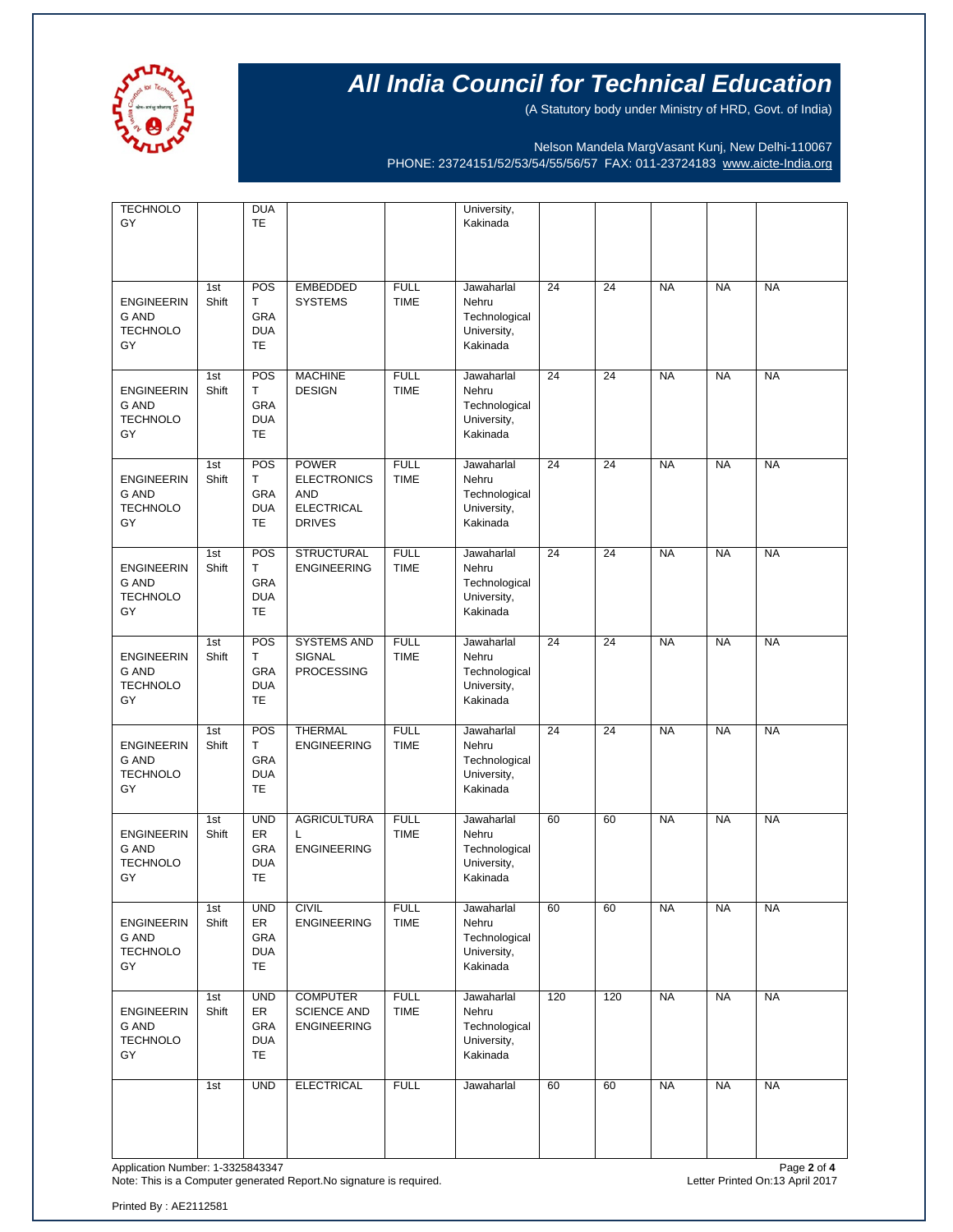# All India Council for Technical Education

(A Statutory body under Ministry of HRD, Govt. of India)

Nelson Mandela MargVasant Kunj, New Delhi-110067
PHONE: 23724151/52/53/54/55/56/57 FAX: 011-23724183 www.aicte-India.org

| | | | | | | | | | | |
|---|---|---|---|---|---|---|---|---|---|---|
| TECHNOLOGY | | DUATE | | | University, Kakinada | | | | | |
| ENGINEERING AND TECHNOLOGY | 1st Shift | POST GRADUATE | EMBEDDED SYSTEMS | FULL TIME | Jawaharlal Nehru Technological University, Kakinada | 24 | 24 | NA | NA | NA |
| ENGINEERING AND TECHNOLOGY | 1st Shift | POST GRADUATE | MACHINE DESIGN | FULL TIME | Jawaharlal Nehru Technological University, Kakinada | 24 | 24 | NA | NA | NA |
| ENGINEERING AND TECHNOLOGY | 1st Shift | POST GRADUATE | POWER ELECTRONICS AND ELECTRICAL DRIVES | FULL TIME | Jawaharlal Nehru Technological University, Kakinada | 24 | 24 | NA | NA | NA |
| ENGINEERING AND TECHNOLOGY | 1st Shift | POST GRADUATE | STRUCTURAL ENGINEERING | FULL TIME | Jawaharlal Nehru Technological University, Kakinada | 24 | 24 | NA | NA | NA |
| ENGINEERING AND TECHNOLOGY | 1st Shift | POST GRADUATE | SYSTEMS AND SIGNAL PROCESSING | FULL TIME | Jawaharlal Nehru Technological University, Kakinada | 24 | 24 | NA | NA | NA |
| ENGINEERING AND TECHNOLOGY | 1st Shift | POST GRADUATE | THERMAL ENGINEERING | FULL TIME | Jawaharlal Nehru Technological University, Kakinada | 24 | 24 | NA | NA | NA |
| ENGINEERING AND TECHNOLOGY | 1st Shift | UNDER GRADUATE | AGRICULTURAL ENGINEERING | FULL TIME | Jawaharlal Nehru Technological University, Kakinada | 60 | 60 | NA | NA | NA |
| ENGINEERING AND TECHNOLOGY | 1st Shift | UNDER GRADUATE | CIVIL ENGINEERING | FULL TIME | Jawaharlal Nehru Technological University, Kakinada | 60 | 60 | NA | NA | NA |
| ENGINEERING AND TECHNOLOGY | 1st Shift | UNDER GRADUATE | COMPUTER SCIENCE AND ENGINEERING | FULL TIME | Jawaharlal Nehru Technological University, Kakinada | 120 | 120 | NA | NA | NA |
| | 1st | UND | ELECTRICAL | FULL | Jawaharlal | 60 | 60 | NA | NA | NA |

Application Number: 1-3325843347
Note: This is a Computer generated Report.No signature is required.
Letter Printed On:13 April 2017

Printed By : AE2112581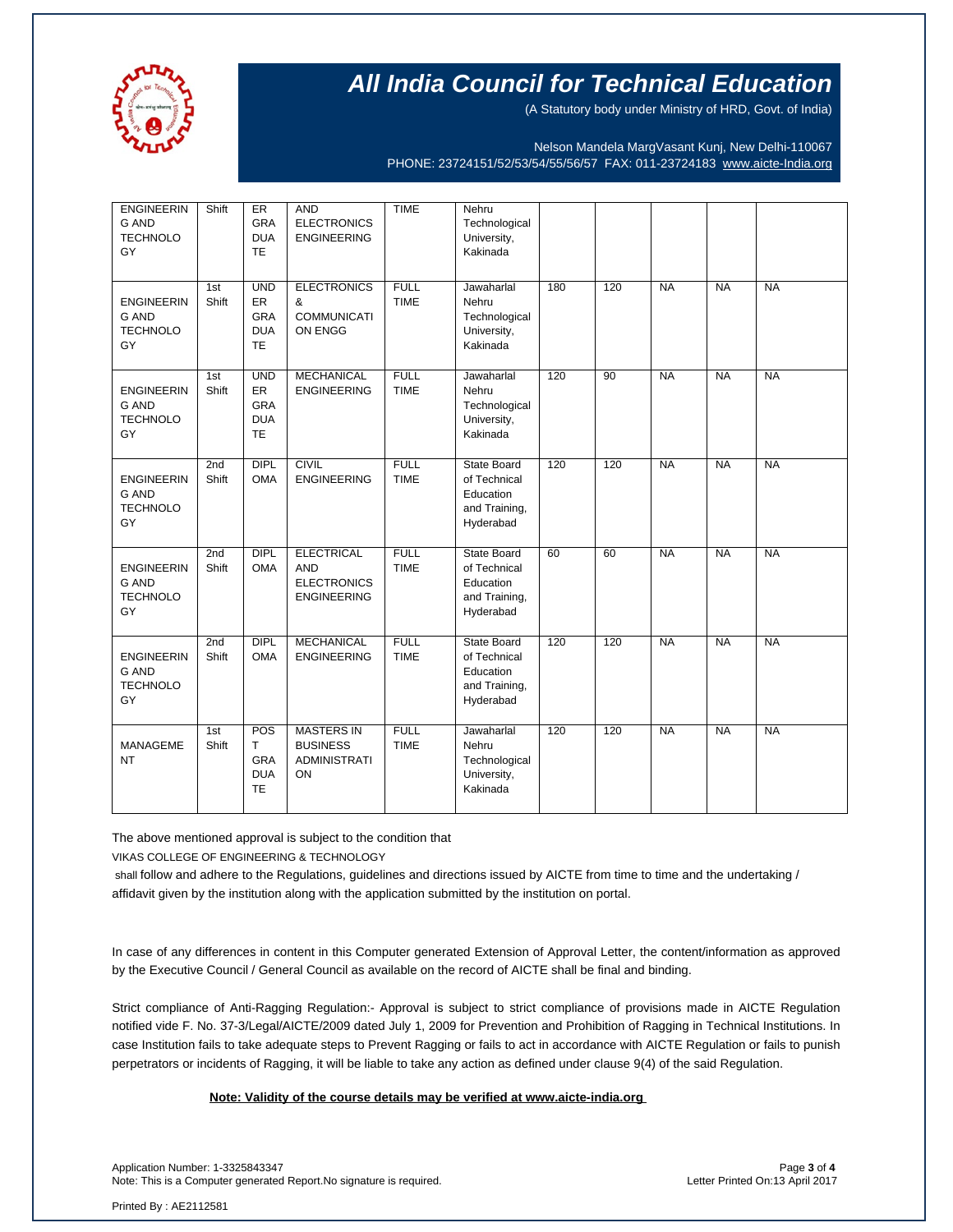# All India Council for Technical Education

(A Statutory body under Ministry of HRD, Govt. of India)

Nelson Mandela MargVasant Kunj, New Delhi-110067
PHONE: 23724151/52/53/54/55/56/57 FAX: 011-23724183 www.aicte-India.org

| | | | | | | | | | | |
|---|---|---|---|---|---|---|---|---|---|---|
| ENGINEERING AND TECHNOLOGY | Shift | ER GRADUATE | AND ELECTRONICS ENGINEERING | TIME | Nehru Technological University, Kakinada | | | | | |
| ENGINEERING AND TECHNOLOGY | 1st Shift | UNDER GRADUATE | ELECTRONICS & COMMUNICATION ENGG | FULL TIME | Jawaharlal Nehru Technological University, Kakinada | 180 | 120 | NA | NA | NA |
| ENGINEERING AND TECHNOLOGY | 1st Shift | UNDER GRADUATE | MECHANICAL ENGINEERING | FULL TIME | Jawaharlal Nehru Technological University, Kakinada | 120 | 90 | NA | NA | NA |
| ENGINEERING AND TECHNOLOGY | 2nd Shift | DIPLOMA | CIVIL ENGINEERING | FULL TIME | State Board of Technical Education and Training, Hyderabad | 120 | 120 | NA | NA | NA |
| ENGINEERING AND TECHNOLOGY | 2nd Shift | DIPLOMA | ELECTRICAL AND ELECTRONICS ENGINEERING | FULL TIME | State Board of Technical Education and Training, Hyderabad | 60 | 60 | NA | NA | NA |
| ENGINEERING AND TECHNOLOGY | 2nd Shift | DIPLOMA | MECHANICAL ENGINEERING | FULL TIME | State Board of Technical Education and Training, Hyderabad | 120 | 120 | NA | NA | NA |
| MANAGEMENT | 1st Shift | POST GRADUATE | MASTERS IN BUSINESS ADMINISTRATION | FULL TIME | Jawaharlal Nehru Technological University, Kakinada | 120 | 120 | NA | NA | NA |

The above mentioned approval is subject to the condition that

VIKAS COLLEGE OF ENGINEERING & TECHNOLOGY

shall follow and adhere to the Regulations, guidelines and directions issued by AICTE from time to time and the undertaking / affidavit given by the institution along with the application submitted by the institution on portal.

In case of any differences in content in this Computer generated Extension of Approval Letter, the content/information as approved by the Executive Council / General Council as available on the record of AICTE shall be final and binding.

Strict compliance of Anti-Ragging Regulation:- Approval is subject to strict compliance of provisions made in AICTE Regulation notified vide F. No. 37-3/Legal/AICTE/2009 dated July 1, 2009 for Prevention and Prohibition of Ragging in Technical Institutions. In case Institution fails to take adequate steps to Prevent Ragging or fails to act in accordance with AICTE Regulation or fails to punish perpetrators or incidents of Ragging, it will be liable to take any action as defined under clause 9(4) of the said Regulation.

**Note: Validity of the course details may be verified at www.aicte-india.org**

Application Number: 1-3325843347
Note: This is a Computer generated Report.No signature is required.

Letter Printed On:13 April 2017

Printed By : AE2112581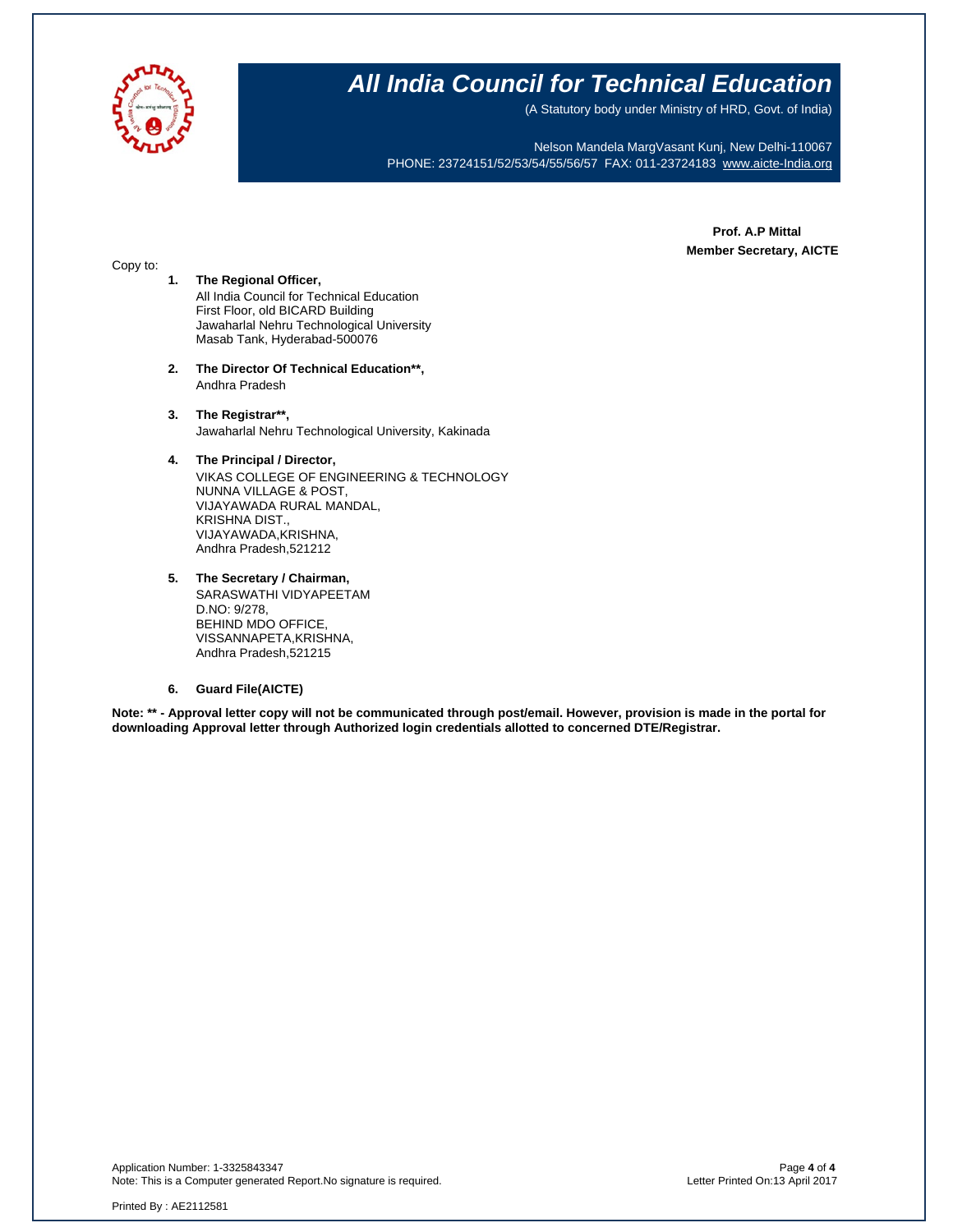# All India Council for Technical Education

(A Statutory body under Ministry of HRD, Govt. of India)

Nelson Mandela MargVasant Kunj, New Delhi-110067
PHONE: 23724151/52/53/54/55/56/57 FAX: 011-23724183 www.aicte-India.org

**Prof. A.P Mittal**
**Member Secretary, AICTE**

Copy to:

1. **The Regional Officer,**
   All India Council for Technical Education
   First Floor, old BICARD Building
   Jawaharlal Nehru Technological University
   Masab Tank, Hyderabad-500076

2. **The Director Of Technical Education\*\*,**
   Andhra Pradesh

3. **The Registrar\*\*,**
   Jawaharlal Nehru Technological University, Kakinada

4. **The Principal / Director,**
   VIKAS COLLEGE OF ENGINEERING & TECHNOLOGY
   NUNNA VILLAGE & POST,
   VIJAYAWADA RURAL MANDAL,
   KRISHNA DIST.,
   VIJAYAWADA,KRISHNA,
   Andhra Pradesh,521212

5. **The Secretary / Chairman,**
   SARASWATHI VIDYAPEETAM
   D.NO: 9/278,
   BEHIND MDO OFFICE,
   VISSANNAPETA,KRISHNA,
   Andhra Pradesh,521215

6. **Guard File(AICTE)**

**Note: \*\* - Approval letter copy will not be communicated through post/email. However, provision is made in the portal for downloading Approval letter through Authorized login credentials allotted to concerned DTE/Registrar.**

Application Number: 1-3325843347
Note: This is a Computer generated Report.No signature is required.

Letter Printed On:13 April 2017

Printed By : AE2112581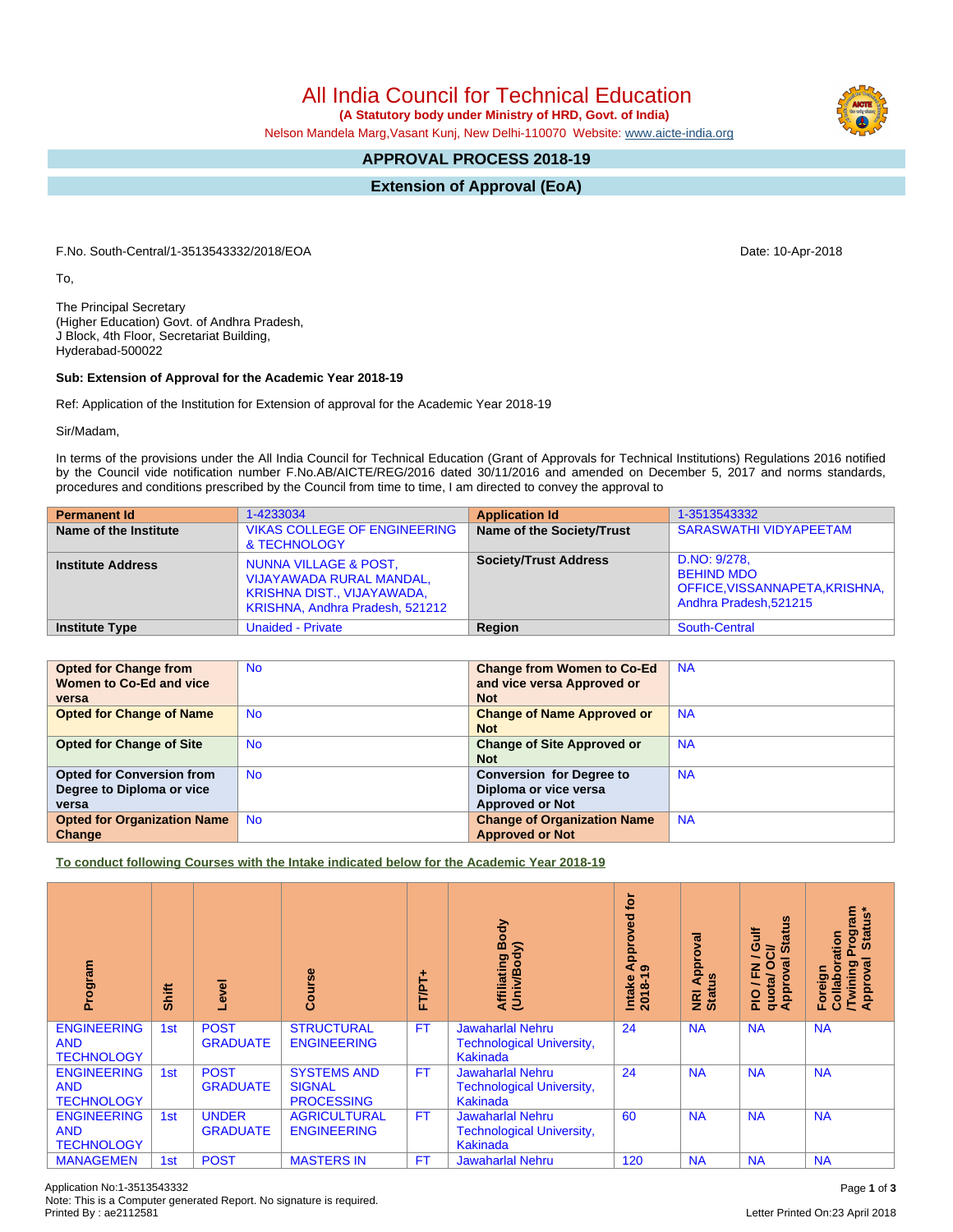# All India Council for Technical Education

**(A Statutory body under Ministry of HRD, Govt. of India)**

Nelson Mandela Marg,Vasant Kunj, New Delhi-110070 Website: www.aicte-india.org

## APPROVAL PROCESS 2018-19

## Extension of Approval (EoA)

F.No. South-Central/1-3513543332/2018/EOA

Date: 10-Apr-2018

To,

The Principal Secretary
(Higher Education) Govt. of Andhra Pradesh,
J Block, 4th Floor, Secretariat Building,
Hyderabad-500022

**Sub: Extension of Approval for the Academic Year 2018-19**

Ref: Application of the Institution for Extension of approval for the Academic Year 2018-19

Sir/Madam,

In terms of the provisions under the All India Council for Technical Education (Grant of Approvals for Technical Institutions) Regulations 2016 notified by the Council vide notification number F.No.AB/AICTE/REG/2016 dated 30/11/2016 and amended on December 5, 2017 and norms standards, procedures and conditions prescribed by the Council from time to time, I am directed to convey the approval to

| **Permanent Id** | 1-4233034 | **Application Id** | 1-3513543332 |
|---|---|---|---|
| **Name of the Institute** | VIKAS COLLEGE OF ENGINEERING & TECHNOLOGY | **Name of the Society/Trust** | SARASWATHI VIDYAPEETAM |
| **Institute Address** | NUNNA VILLAGE & POST, VIJAYAWADA RURAL MANDAL, KRISHNA DIST., VIJAYAWADA, KRISHNA, Andhra Pradesh, 521212 | **Society/Trust Address** | D.NO: 9/278, BEHIND MDO OFFICE,VISSANNAPETA,KRISHNA, Andhra Pradesh,521215 |
| **Institute Type** | Unaided - Private | **Region** | South-Central |

| **Opted for Change from Women to Co-Ed and vice versa** | No | **Change from Women to Co-Ed and vice versa Approved or Not** | NA |
|---|---|---|---|
| **Opted for Change of Name** | No | **Change of Name Approved or Not** | NA |
| **Opted for Change of Site** | No | **Change of Site Approved or Not** | NA |
| **Opted for Conversion from Degree to Diploma or vice versa** | No | **Conversion for Degree to Diploma or vice versa Approved or Not** | NA |
| **Opted for Organization Name Change** | No | **Change of Organization Name Approved or Not** | NA |

**To conduct following Courses with the Intake indicated below for the Academic Year 2018-19**

| Program | Shift | Level | Course | FT/PT+ | Affiliating Body (Univ/Body) | Intake Approved for 2018-19 | NRI Approval Status | PIO / FN / Gulf quota/ OCI/ Approval Status | Foreign Collaboration /Twining Program Approval Status* |
|---|---|---|---|---|---|---|---|---|---|
| ENGINEERING AND TECHNOLOGY | 1st | POST GRADUATE | STRUCTURAL ENGINEERING | FT | Jawaharlal Nehru Technological University, Kakinada | 24 | NA | NA | NA |
| ENGINEERING AND TECHNOLOGY | 1st | POST GRADUATE | SYSTEMS AND SIGNAL PROCESSING | FT | Jawaharlal Nehru Technological University, Kakinada | 24 | NA | NA | NA |
| ENGINEERING AND TECHNOLOGY | 1st | UNDER GRADUATE | AGRICULTURAL ENGINEERING | FT | Jawaharlal Nehru Technological University, Kakinada | 60 | NA | NA | NA |
| MANAGEMEN | 1st | POST | MASTERS IN | FT | Jawaharlal Nehru | 120 | NA | NA | NA |

Application No:1-3513543332
Note: This is a Computer generated Report. No signature is required.
Printed By : ae2112581

Letter Printed On:23 April 2018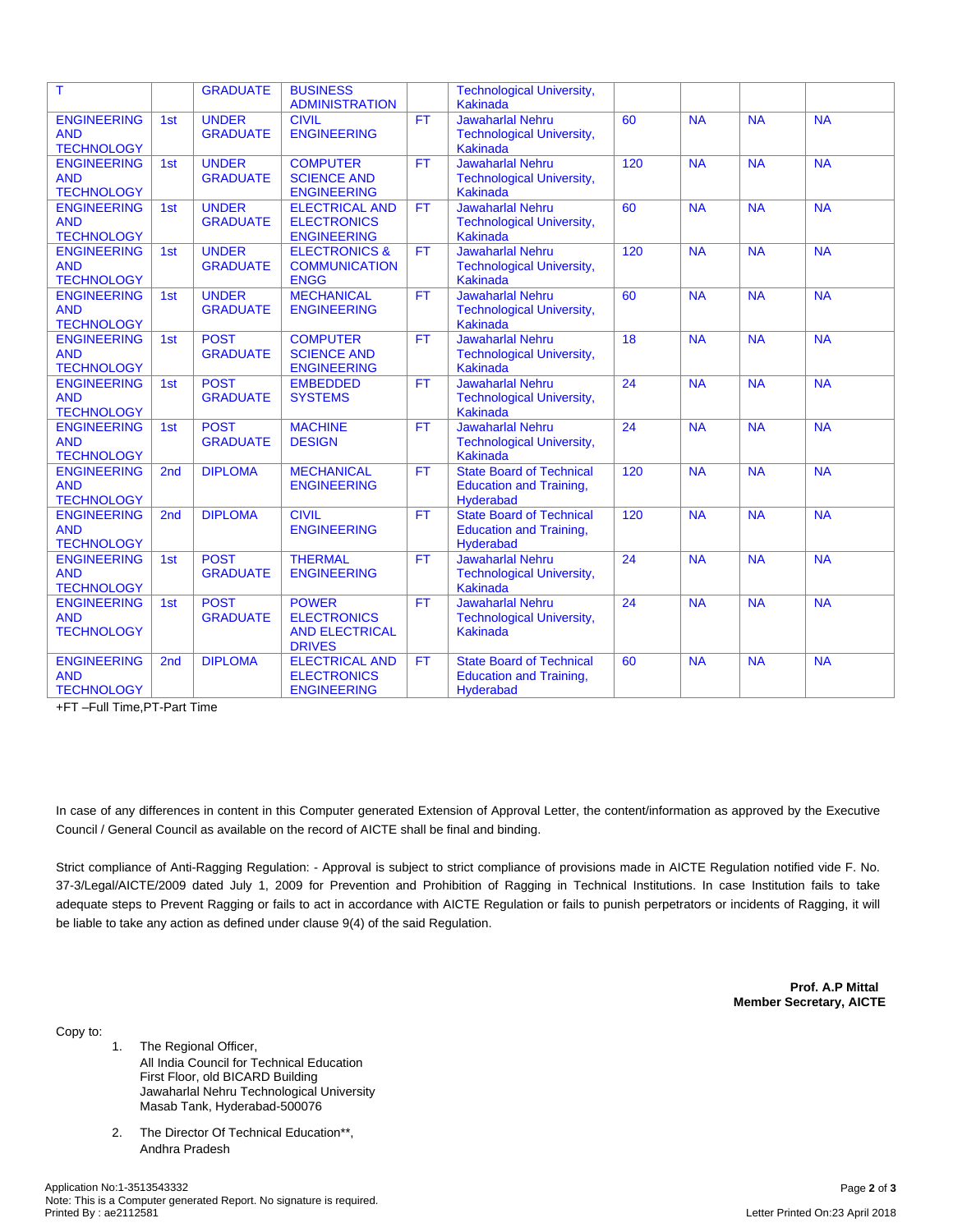| T | | GRADUATE | BUSINESS ADMINISTRATION | | Technological University, Kakinada | | | | |
|---|---|---|---|---|---|---|---|---|---|
| ENGINEERING AND TECHNOLOGY | 1st | UNDER GRADUATE | CIVIL ENGINEERING | FT | Jawaharlal Nehru Technological University, Kakinada | 60 | NA | NA | NA |
| ENGINEERING AND TECHNOLOGY | 1st | UNDER GRADUATE | COMPUTER SCIENCE AND ENGINEERING | FT | Jawaharlal Nehru Technological University, Kakinada | 120 | NA | NA | NA |
| ENGINEERING AND TECHNOLOGY | 1st | UNDER GRADUATE | ELECTRICAL AND ELECTRONICS ENGINEERING | FT | Jawaharlal Nehru Technological University, Kakinada | 60 | NA | NA | NA |
| ENGINEERING AND TECHNOLOGY | 1st | UNDER GRADUATE | ELECTRONICS & COMMUNICATION ENGG | FT | Jawaharlal Nehru Technological University, Kakinada | 120 | NA | NA | NA |
| ENGINEERING AND TECHNOLOGY | 1st | UNDER GRADUATE | MECHANICAL ENGINEERING | FT | Jawaharlal Nehru Technological University, Kakinada | 60 | NA | NA | NA |
| ENGINEERING AND TECHNOLOGY | 1st | POST GRADUATE | COMPUTER SCIENCE AND ENGINEERING | FT | Jawaharlal Nehru Technological University, Kakinada | 18 | NA | NA | NA |
| ENGINEERING AND TECHNOLOGY | 1st | POST GRADUATE | EMBEDDED SYSTEMS | FT | Jawaharlal Nehru Technological University, Kakinada | 24 | NA | NA | NA |
| ENGINEERING AND TECHNOLOGY | 1st | POST GRADUATE | MACHINE DESIGN | FT | Jawaharlal Nehru Technological University, Kakinada | 24 | NA | NA | NA |
| ENGINEERING AND TECHNOLOGY | 2nd | DIPLOMA | MECHANICAL ENGINEERING | FT | State Board of Technical Education and Training, Hyderabad | 120 | NA | NA | NA |
| ENGINEERING AND TECHNOLOGY | 2nd | DIPLOMA | CIVIL ENGINEERING | FT | State Board of Technical Education and Training, Hyderabad | 120 | NA | NA | NA |
| ENGINEERING AND TECHNOLOGY | 1st | POST GRADUATE | THERMAL ENGINEERING | FT | Jawaharlal Nehru Technological University, Kakinada | 24 | NA | NA | NA |
| ENGINEERING AND TECHNOLOGY | 1st | POST GRADUATE | POWER ELECTRONICS AND ELECTRICAL DRIVES | FT | Jawaharlal Nehru Technological University, Kakinada | 24 | NA | NA | NA |
| ENGINEERING AND TECHNOLOGY | 2nd | DIPLOMA | ELECTRICAL AND ELECTRONICS ENGINEERING | FT | State Board of Technical Education and Training, Hyderabad | 60 | NA | NA | NA |

+FT –Full Time,PT-Part Time

In case of any differences in content in this Computer generated Extension of Approval Letter, the content/information as approved by the Executive Council / General Council as available on the record of AICTE shall be final and binding.

Strict compliance of Anti-Ragging Regulation: - Approval is subject to strict compliance of provisions made in AICTE Regulation notified vide F. No. 37-3/Legal/AICTE/2009 dated July 1, 2009 for Prevention and Prohibition of Ragging in Technical Institutions. In case Institution fails to take adequate steps to Prevent Ragging or fails to act in accordance with AICTE Regulation or fails to punish perpetrators or incidents of Ragging, it will be liable to take any action as defined under clause 9(4) of the said Regulation.

**Prof. A.P Mittal**
**Member Secretary, AICTE**

Copy to:

1. The Regional Officer,
   All India Council for Technical Education
   First Floor, old BICARD Building
   Jawaharlal Nehru Technological University
   Masab Tank, Hyderabad-500076

2. The Director Of Technical Education**,
   Andhra Pradesh

Application No:1-3513543332
Note: This is a Computer generated Report. No signature is required.
Printed By : ae2112581

Letter Printed On:23 April 2018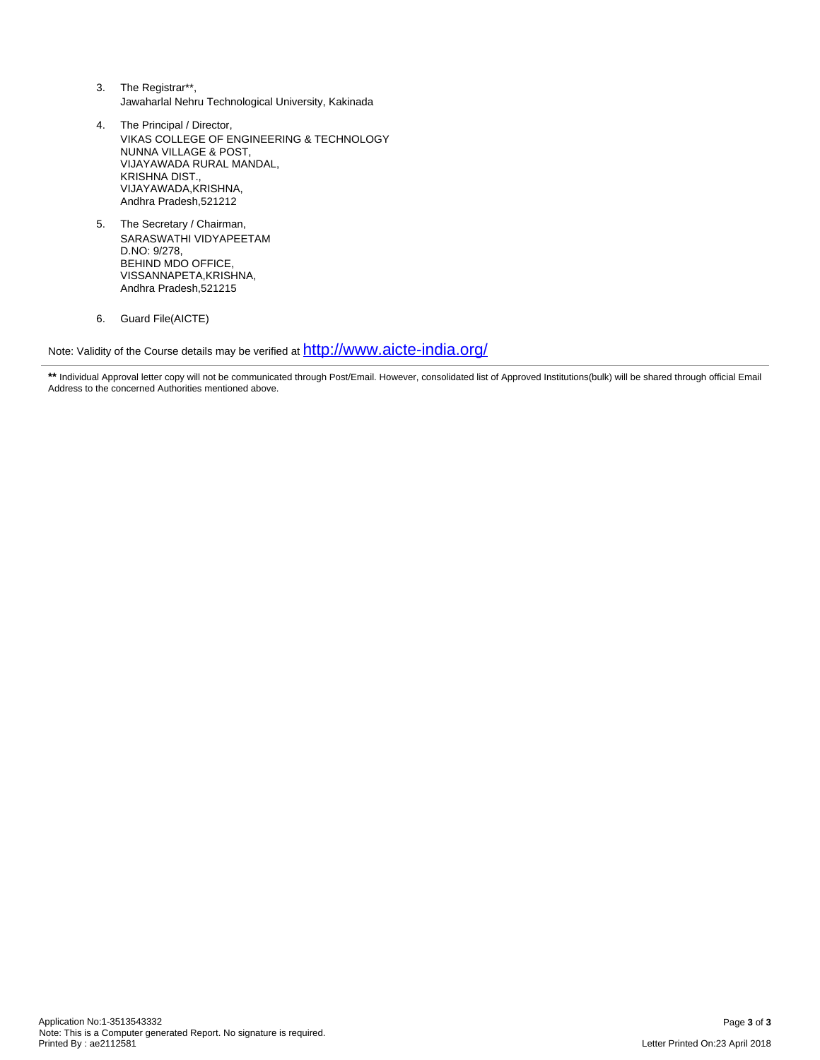3. The Registrar**,
   Jawaharlal Nehru Technological University, Kakinada

4. The Principal / Director,
   VIKAS COLLEGE OF ENGINEERING & TECHNOLOGY
   NUNNA VILLAGE & POST,
   VIJAYAWADA RURAL MANDAL,
   KRISHNA DIST.,
   VIJAYAWADA,KRISHNA,
   Andhra Pradesh,521212

5. The Secretary / Chairman,
   SARASWATHI VIDYAPEETAM
   D.NO: 9/278,
   BEHIND MDO OFFICE,
   VISSANNAPETA,KRISHNA,
   Andhra Pradesh,521215

6. Guard File(AICTE)

Note: Validity of the Course details may be verified at http://www.aicte-india.org/

---

** Individual Approval letter copy will not be communicated through Post/Email. However, consolidated list of Approved Institutions(bulk) will be shared through official Email Address to the concerned Authorities mentioned above.

Application No:1-3513543332
Note: This is a Computer generated Report. No signature is required.
Printed By : ae2112581

Letter Printed On:23 April 2018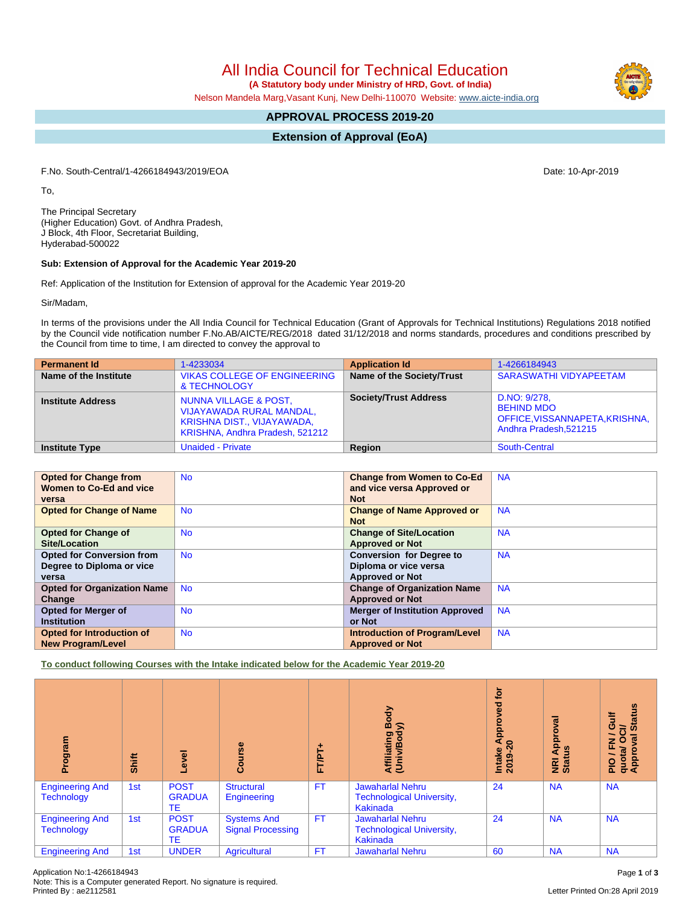# All India Council for Technical Education

**(A Statutory body under Ministry of HRD, Govt. of India)**

Nelson Mandela Marg,Vasant Kunj, New Delhi-110070 Website: www.aicte-india.org

## APPROVAL PROCESS 2019-20

## Extension of Approval (EoA)

F.No. South-Central/1-4266184943/2019/EOA

Date: 10-Apr-2019

To,

The Principal Secretary
(Higher Education) Govt. of Andhra Pradesh,
J Block, 4th Floor, Secretariat Building,
Hyderabad-500022

**Sub: Extension of Approval for the Academic Year 2019-20**

Ref: Application of the Institution for Extension of approval for the Academic Year 2019-20

Sir/Madam,

In terms of the provisions under the All India Council for Technical Education (Grant of Approvals for Technical Institutions) Regulations 2018 notified by the Council vide notification number F.No.AB/AICTE/REG/2018 dated 31/12/2018 and norms standards, procedures and conditions prescribed by the Council from time to time, I am directed to convey the approval to

| **Permanent Id** | 1-4233034 | **Application Id** | 1-4266184943 |
|---|---|---|---|
| **Name of the Institute** | VIKAS COLLEGE OF ENGINEERING & TECHNOLOGY | **Name of the Society/Trust** | SARASWATHI VIDYAPEETAM |
| **Institute Address** | NUNNA VILLAGE & POST, VIJAYAWADA RURAL MANDAL, KRISHNA DIST., VIJAYAWADA, KRISHNA, Andhra Pradesh, 521212 | **Society/Trust Address** | D.NO: 9/278, BEHIND MDO OFFICE,VISSANNAPETA,KRISHNA, Andhra Pradesh,521215 |
| **Institute Type** | Unaided - Private | **Region** | South-Central |

| **Opted for Change from Women to Co-Ed and vice versa** | No | **Change from Women to Co-Ed and vice versa Approved or Not** | NA |
|---|---|---|---|
| **Opted for Change of Name** | No | **Change of Name Approved or Not** | NA |
| **Opted for Change of Site/Location** | No | **Change of Site/Location Approved or Not** | NA |
| **Opted for Conversion from Degree to Diploma or vice versa** | No | **Conversion for Degree to Diploma or vice versa Approved or Not** | NA |
| **Opted for Organization Name Change** | No | **Change of Organization Name Approved or Not** | NA |
| **Opted for Merger of Institution** | No | **Merger of Institution Approved or Not** | NA |
| **Opted for Introduction of New Program/Level** | No | **Introduction of Program/Level Approved or Not** | NA |

**To conduct following Courses with the Intake indicated below for the Academic Year 2019-20**

| Program | Shift | Level | Course | FT/PT+ | Affiliating Body (Univ/Body) | Intake Approved for 2019-20 | NRI Approval Status | PIO / FN / Gulf quota/ OCI/ Approval Status |
|---|---|---|---|---|---|---|---|---|
| Engineering And Technology | 1st | POST GRADUATE | Structural Engineering | FT | Jawaharlal Nehru Technological University, Kakinada | 24 | NA | NA |
| Engineering And Technology | 1st | POST GRADUATE | Systems And Signal Processing | FT | Jawaharlal Nehru Technological University, Kakinada | 24 | NA | NA |
| Engineering And | 1st | UNDER | Agricultural | FT | Jawaharlal Nehru | 60 | NA | NA |

Application No:1-4266184943
Note: This is a Computer generated Report. No signature is required.
Printed By : ae2112581

Letter Printed On:28 April 2019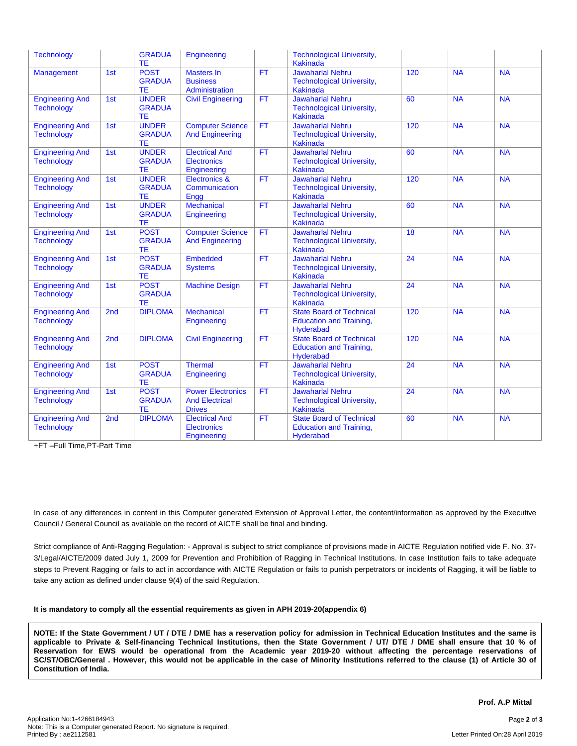| | | | | | | | | |
|---|---|---|---|---|---|---|---|---|
| Technology | | GRADUATE | Engineering | | Technological University, Kakinada | | | |
| Management | 1st | POST GRADUATE | Masters In Business Administration | FT | Jawaharlal Nehru Technological University, Kakinada | 120 | NA | NA |
| Engineering And Technology | 1st | UNDER GRADUATE | Civil Engineering | FT | Jawaharlal Nehru Technological University, Kakinada | 60 | NA | NA |
| Engineering And Technology | 1st | UNDER GRADUATE | Computer Science And Engineering | FT | Jawaharlal Nehru Technological University, Kakinada | 120 | NA | NA |
| Engineering And Technology | 1st | UNDER GRADUATE | Electrical And Electronics Engineering | FT | Jawaharlal Nehru Technological University, Kakinada | 60 | NA | NA |
| Engineering And Technology | 1st | UNDER GRADUATE | Electronics & Communication Engg | FT | Jawaharlal Nehru Technological University, Kakinada | 120 | NA | NA |
| Engineering And Technology | 1st | UNDER GRADUATE | Mechanical Engineering | FT | Jawaharlal Nehru Technological University, Kakinada | 60 | NA | NA |
| Engineering And Technology | 1st | POST GRADUATE | Computer Science And Engineering | FT | Jawaharlal Nehru Technological University, Kakinada | 18 | NA | NA |
| Engineering And Technology | 1st | POST GRADUATE | Embedded Systems | FT | Jawaharlal Nehru Technological University, Kakinada | 24 | NA | NA |
| Engineering And Technology | 1st | POST GRADUATE | Machine Design | FT | Jawaharlal Nehru Technological University, Kakinada | 24 | NA | NA |
| Engineering And Technology | 2nd | DIPLOMA | Mechanical Engineering | FT | State Board of Technical Education and Training, Hyderabad | 120 | NA | NA |
| Engineering And Technology | 2nd | DIPLOMA | Civil Engineering | FT | State Board of Technical Education and Training, Hyderabad | 120 | NA | NA |
| Engineering And Technology | 1st | POST GRADUATE | Thermal Engineering | FT | Jawaharlal Nehru Technological University, Kakinada | 24 | NA | NA |
| Engineering And Technology | 1st | POST GRADUATE | Power Electronics And Electrical Drives | FT | Jawaharlal Nehru Technological University, Kakinada | 24 | NA | NA |
| Engineering And Technology | 2nd | DIPLOMA | Electrical And Electronics Engineering | FT | State Board of Technical Education and Training, Hyderabad | 60 | NA | NA |

+FT –Full Time,PT-Part Time

In case of any differences in content in this Computer generated Extension of Approval Letter, the content/information as approved by the Executive Council / General Council as available on the record of AICTE shall be final and binding.

Strict compliance of Anti-Ragging Regulation: - Approval is subject to strict compliance of provisions made in AICTE Regulation notified vide F. No. 37-3/Legal/AICTE/2009 dated July 1, 2009 for Prevention and Prohibition of Ragging in Technical Institutions. In case Institution fails to take adequate steps to Prevent Ragging or fails to act in accordance with AICTE Regulation or fails to punish perpetrators or incidents of Ragging, it will be liable to take any action as defined under clause 9(4) of the said Regulation.

**It is mandatory to comply all the essential requirements as given in APH 2019-20(appendix 6)**

**NOTE: If the State Government / UT / DTE / DME has a reservation policy for admission in Technical Education Institutes and the same is applicable to Private & Self-financing Technical Institutions, then the State Government / UT/ DTE / DME shall ensure that 10 % of Reservation for EWS would be operational from the Academic year 2019-20 without affecting the percentage reservations of SC/ST/OBC/General . However, this would not be applicable in the case of Minority Institutions referred to the clause (1) of Article 30 of Constitution of India.**

**Prof. A.P Mittal**

Application No:1-4266184943
Note: This is a Computer generated Report. No signature is required.
Printed By : ae2112581

Letter Printed On:28 April 2019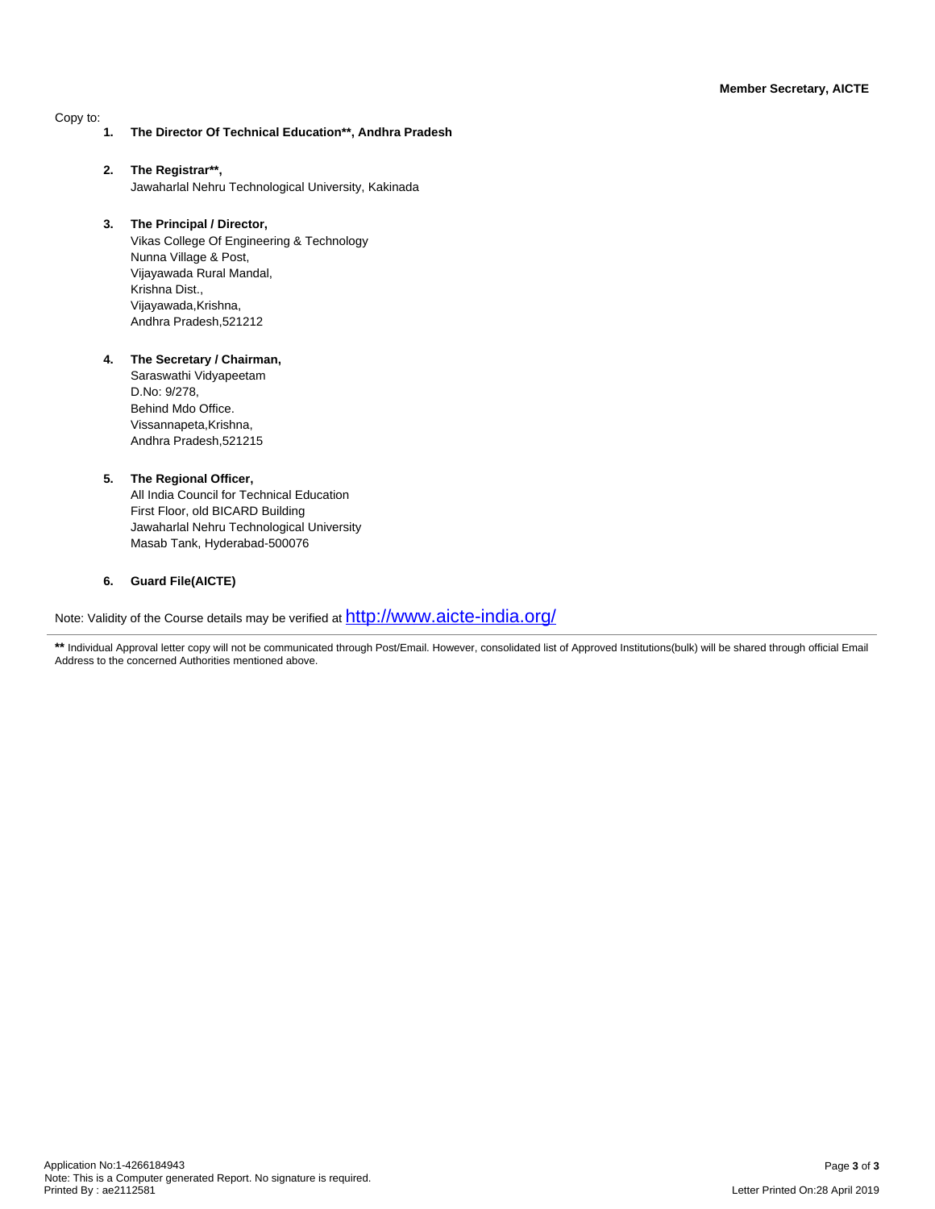**Member Secretary, AICTE**

Copy to:

1. **The Director Of Technical Education**, Andhra Pradesh**

2. **The Registrar**,**
   Jawaharlal Nehru Technological University, Kakinada

3. **The Principal / Director,**
   Vikas College Of Engineering & Technology
   Nunna Village & Post,
   Vijayawada Rural Mandal,
   Krishna Dist.,
   Vijayawada,Krishna,
   Andhra Pradesh,521212

4. **The Secretary / Chairman,**
   Saraswathi Vidyapeetam
   D.No: 9/278,
   Behind Mdo Office.
   Vissannapeta,Krishna,
   Andhra Pradesh,521215

5. **The Regional Officer,**
   All India Council for Technical Education
   First Floor, old BICARD Building
   Jawaharlal Nehru Technological University
   Masab Tank, Hyderabad-500076

6. **Guard File(AICTE)**

Note: Validity of the Course details may be verified at http://www.aicte-india.org/

---

** Individual Approval letter copy will not be communicated through Post/Email. However, consolidated list of Approved Institutions(bulk) will be shared through official Email Address to the concerned Authorities mentioned above.

Application No:1-4266184943
Note: This is a Computer generated Report. No signature is required.
Printed By : ae2112581

Letter Printed On:28 April 2019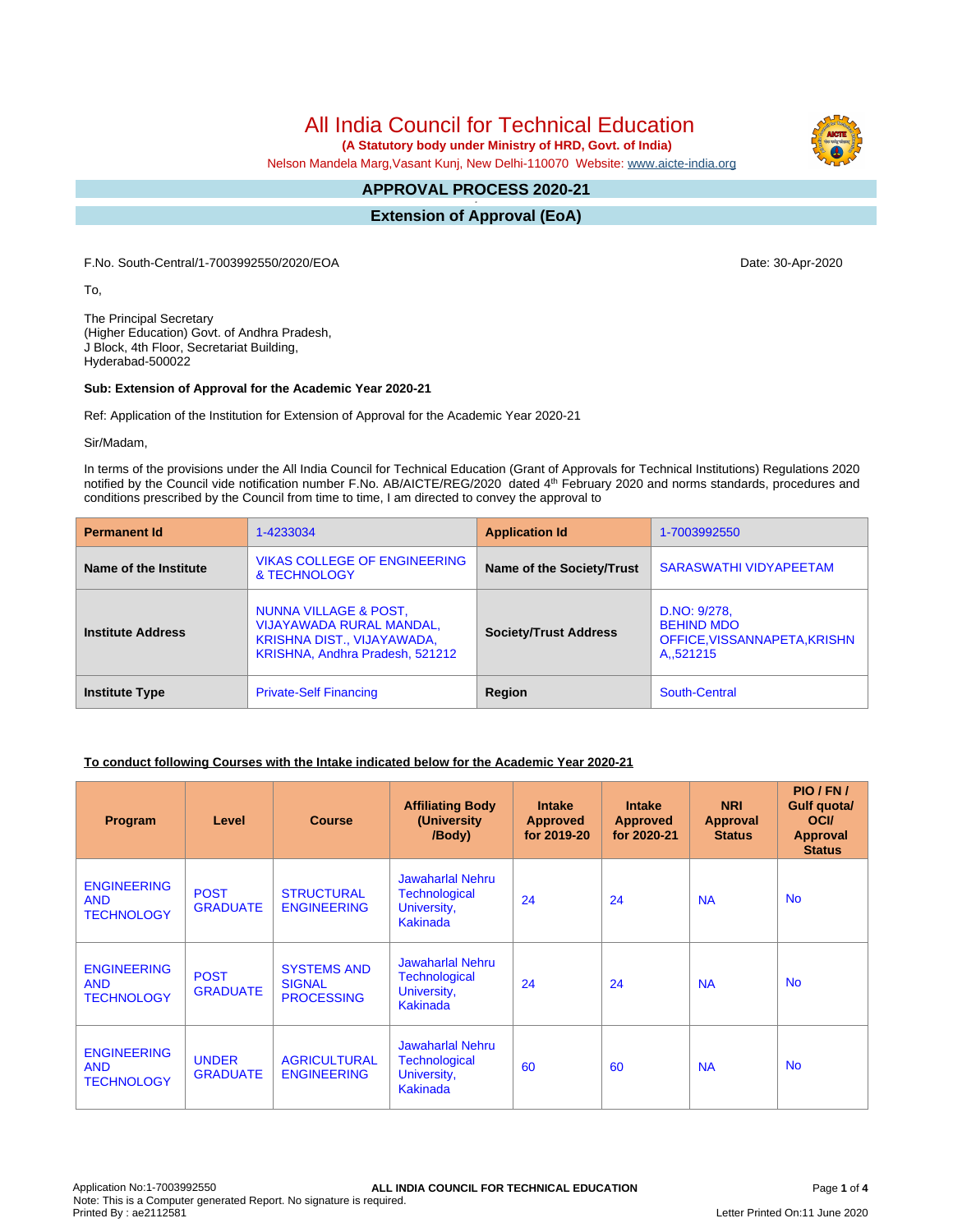# All India Council for Technical Education

**(A Statutory body under Ministry of HRD, Govt. of India)**

Nelson Mandela Marg,Vasant Kunj, New Delhi-110070 Website: www.aicte-india.org

## APPROVAL PROCESS 2020-21

## Extension of Approval (EoA)

F.No. South-Central/1-7003992550/2020/EOA

Date: 30-Apr-2020

To,

The Principal Secretary
(Higher Education) Govt. of Andhra Pradesh,
J Block, 4th Floor, Secretariat Building,
Hyderabad-500022

**Sub: Extension of Approval for the Academic Year 2020-21**

Ref: Application of the Institution for Extension of Approval for the Academic Year 2020-21

Sir/Madam,

In terms of the provisions under the All India Council for Technical Education (Grant of Approvals for Technical Institutions) Regulations 2020 notified by the Council vide notification number F.No. AB/AICTE/REG/2020 dated 4th February 2020 and norms standards, procedures and conditions prescribed by the Council from time to time, I am directed to convey the approval to

| **Permanent Id** | 1-4233034 | **Application Id** | 1-7003992550 |
|---|---|---|---|
| **Name of the Institute** | VIKAS COLLEGE OF ENGINEERING & TECHNOLOGY | **Name of the Society/Trust** | SARASWATHI VIDYAPEETAM |
| **Institute Address** | NUNNA VILLAGE & POST, VIJAYAWADA RURAL MANDAL, KRISHNA DIST., VIJAYAWADA, KRISHNA, Andhra Pradesh, 521212 | **Society/Trust Address** | D.NO: 9/278, BEHIND MDO OFFICE,VISSANNAPETA,KRISHNA,,521215 |
| **Institute Type** | Private-Self Financing | **Region** | South-Central |

**To conduct following Courses with the Intake indicated below for the Academic Year 2020-21**

| Program | Level | Course | Affiliating Body (University /Body) | Intake Approved for 2019-20 | Intake Approved for 2020-21 | NRI Approval Status | PIO / FN / Gulf quota/ OCI/ Approval Status |
|---|---|---|---|---|---|---|---|
| ENGINEERING AND TECHNOLOGY | POST GRADUATE | STRUCTURAL ENGINEERING | Jawaharlal Nehru Technological University, Kakinada | 24 | 24 | NA | No |
| ENGINEERING AND TECHNOLOGY | POST GRADUATE | SYSTEMS AND SIGNAL PROCESSING | Jawaharlal Nehru Technological University, Kakinada | 24 | 24 | NA | No |
| ENGINEERING AND TECHNOLOGY | UNDER GRADUATE | AGRICULTURAL ENGINEERING | Jawaharlal Nehru Technological University, Kakinada | 60 | 60 | NA | No |

Application No:1-7003992550
Note: This is a Computer generated Report. No signature is required.
Printed By : ae2112581
Letter Printed On:11 June 2020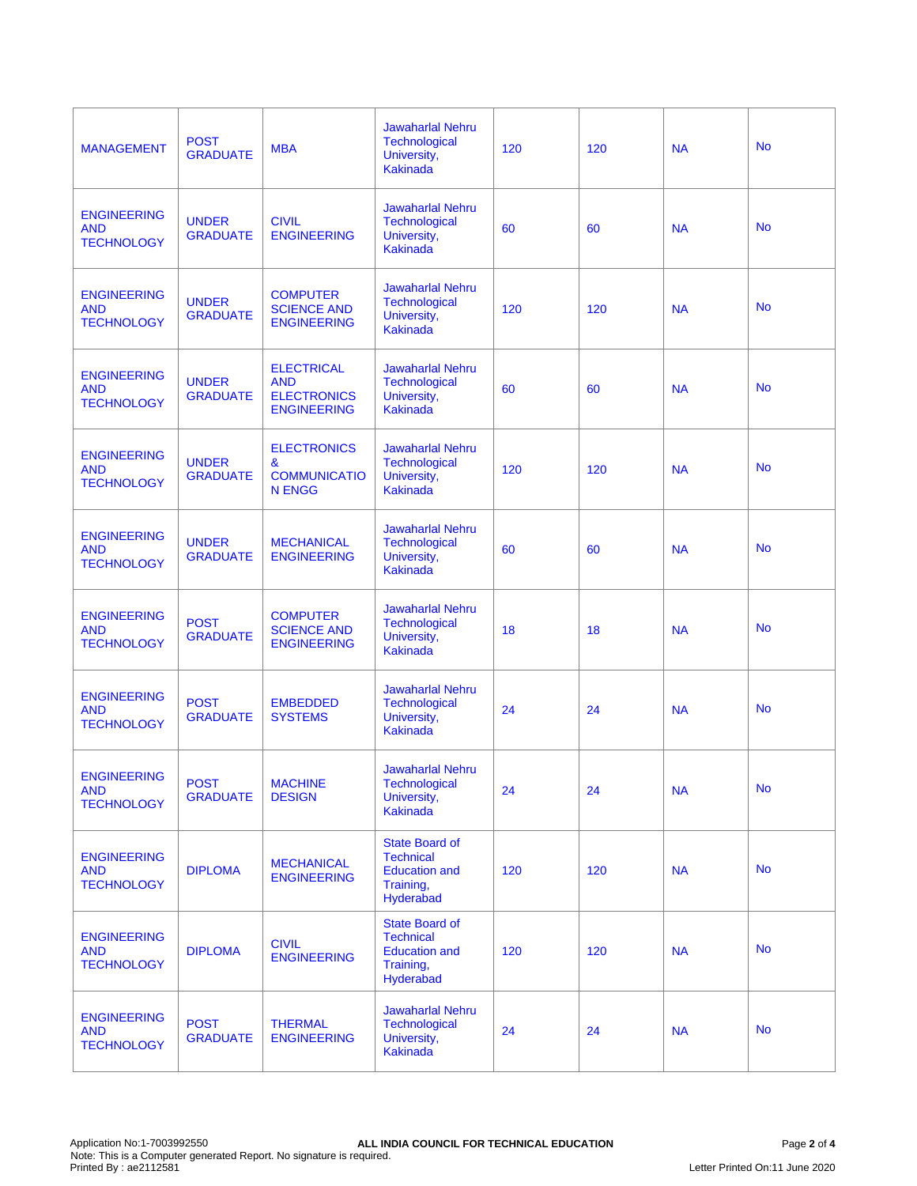| | | | | | | | |
|---|---|---|---|---|---|---|---|
| MANAGEMENT | POST GRADUATE | MBA | Jawaharlal Nehru Technological University, Kakinada | 120 | 120 | NA | No |
| ENGINEERING AND TECHNOLOGY | UNDER GRADUATE | CIVIL ENGINEERING | Jawaharlal Nehru Technological University, Kakinada | 60 | 60 | NA | No |
| ENGINEERING AND TECHNOLOGY | UNDER GRADUATE | COMPUTER SCIENCE AND ENGINEERING | Jawaharlal Nehru Technological University, Kakinada | 120 | 120 | NA | No |
| ENGINEERING AND TECHNOLOGY | UNDER GRADUATE | ELECTRICAL AND ELECTRONICS ENGINEERING | Jawaharlal Nehru Technological University, Kakinada | 60 | 60 | NA | No |
| ENGINEERING AND TECHNOLOGY | UNDER GRADUATE | ELECTRONICS & COMMUNICATION ENGG | Jawaharlal Nehru Technological University, Kakinada | 120 | 120 | NA | No |
| ENGINEERING AND TECHNOLOGY | UNDER GRADUATE | MECHANICAL ENGINEERING | Jawaharlal Nehru Technological University, Kakinada | 60 | 60 | NA | No |
| ENGINEERING AND TECHNOLOGY | POST GRADUATE | COMPUTER SCIENCE AND ENGINEERING | Jawaharlal Nehru Technological University, Kakinada | 18 | 18 | NA | No |
| ENGINEERING AND TECHNOLOGY | POST GRADUATE | EMBEDDED SYSTEMS | Jawaharlal Nehru Technological University, Kakinada | 24 | 24 | NA | No |
| ENGINEERING AND TECHNOLOGY | POST GRADUATE | MACHINE DESIGN | Jawaharlal Nehru Technological University, Kakinada | 24 | 24 | NA | No |
| ENGINEERING AND TECHNOLOGY | DIPLOMA | MECHANICAL ENGINEERING | State Board of Technical Education and Training, Hyderabad | 120 | 120 | NA | No |
| ENGINEERING AND TECHNOLOGY | DIPLOMA | CIVIL ENGINEERING | State Board of Technical Education and Training, Hyderabad | 120 | 120 | NA | No |
| ENGINEERING AND TECHNOLOGY | POST GRADUATE | THERMAL ENGINEERING | Jawaharlal Nehru Technological University, Kakinada | 24 | 24 | NA | No |

Application No:1-7003992550
Note: This is a Computer generated Report. No signature is required.
Printed By : ae2112581

**ALL INDIA COUNCIL FOR TECHNICAL EDUCATION**

Letter Printed On:11 June 2020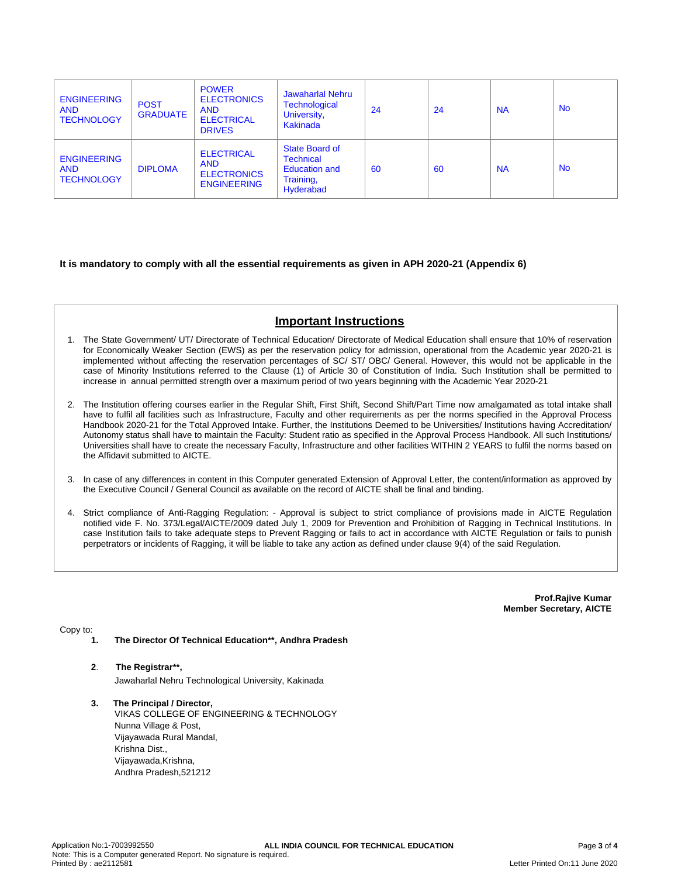| | | | | | | | |
|---|---|---|---|---|---|---|---|
| ENGINEERING AND TECHNOLOGY | POST GRADUATE | POWER ELECTRONICS AND ELECTRICAL DRIVES | Jawaharlal Nehru Technological University, Kakinada | 24 | 24 | NA | No |
| ENGINEERING AND TECHNOLOGY | DIPLOMA | ELECTRICAL AND ELECTRONICS ENGINEERING | State Board of Technical Education and Training, Hyderabad | 60 | 60 | NA | No |

**It is mandatory to comply with all the essential requirements as given in APH 2020-21 (Appendix 6)**

## Important Instructions

1. The State Government/ UT/ Directorate of Technical Education/ Directorate of Medical Education shall ensure that 10% of reservation for Economically Weaker Section (EWS) as per the reservation policy for admission, operational from the Academic year 2020-21 is implemented without affecting the reservation percentages of SC/ ST/ OBC/ General. However, this would not be applicable in the case of Minority Institutions referred to the Clause (1) of Article 30 of Constitution of India. Such Institution shall be permitted to increase in annual permitted strength over a maximum period of two years beginning with the Academic Year 2020-21
2. The Institution offering courses earlier in the Regular Shift, First Shift, Second Shift/Part Time now amalgamated as total intake shall have to fulfil all facilities such as Infrastructure, Faculty and other requirements as per the norms specified in the Approval Process Handbook 2020-21 for the Total Approved Intake. Further, the Institutions Deemed to be Universities/ Institutions having Accreditation/ Autonomy status shall have to maintain the Faculty: Student ratio as specified in the Approval Process Handbook. All such Institutions/ Universities shall have to create the necessary Faculty, Infrastructure and other facilities WITHIN 2 YEARS to fulfil the norms based on the Affidavit submitted to AICTE.
3. In case of any differences in content in this Computer generated Extension of Approval Letter, the content/information as approved by the Executive Council / General Council as available on the record of AICTE shall be final and binding.
4. Strict compliance of Anti-Ragging Regulation: - Approval is subject to strict compliance of provisions made in AICTE Regulation notified vide F. No. 373/Legal/AICTE/2009 dated July 1, 2009 for Prevention and Prohibition of Ragging in Technical Institutions. In case Institution fails to take adequate steps to Prevent Ragging or fails to act in accordance with AICTE Regulation or fails to punish perpetrators or incidents of Ragging, it will be liable to take any action as defined under clause 9(4) of the said Regulation.

**Prof.Rajive Kumar**
**Member Secretary, AICTE**

Copy to:

1. **The Director Of Technical Education\*\*, Andhra Pradesh**
2. **The Registrar\*\*,**
   Jawaharlal Nehru Technological University, Kakinada
3. **The Principal / Director,**
   VIKAS COLLEGE OF ENGINEERING & TECHNOLOGY
   Nunna Village & Post,
   Vijayawada Rural Mandal,
   Krishna Dist.,
   Vijayawada,Krishna,
   Andhra Pradesh,521212

Application No:1-7003992550
ALL INDIA COUNCIL FOR TECHNICAL EDUCATION
Note: This is a Computer generated Report. No signature is required.
Printed By : ae2112581
Letter Printed On:11 June 2020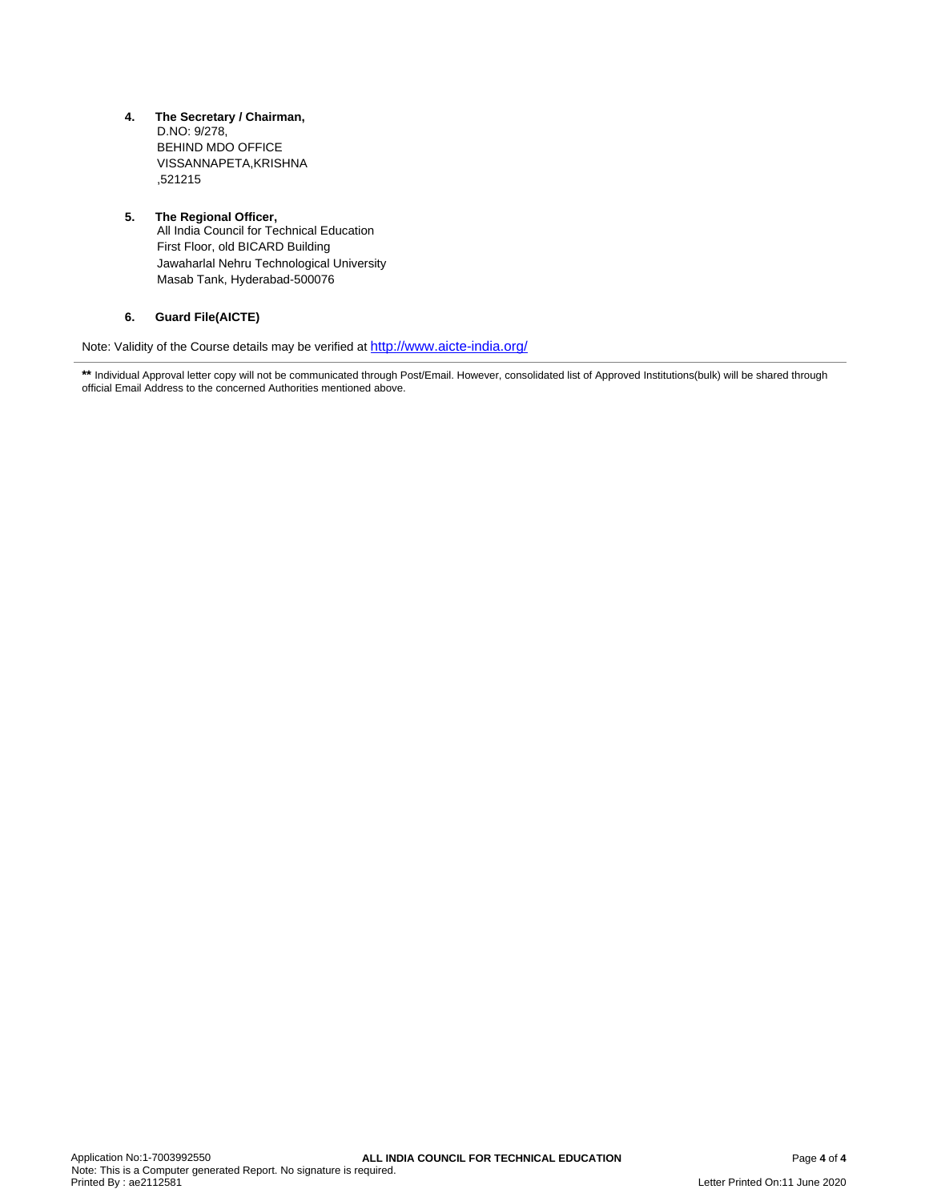4. **The Secretary / Chairman,**
   D.NO: 9/278,
   BEHIND MDO OFFICE
   VISSANNAPETA,KRISHNA
   ,521215

5. **The Regional Officer,**
   All India Council for Technical Education
   First Floor, old BICARD Building
   Jawaharlal Nehru Technological University
   Masab Tank, Hyderabad-500076

6. **Guard File(AICTE)**

Note: Validity of the Course details may be verified at http://www.aicte-india.org/

---

**\*\*** Individual Approval letter copy will not be communicated through Post/Email. However, consolidated list of Approved Institutions(bulk) will be shared through official Email Address to the concerned Authorities mentioned above.

Application No:1-7003992550
Note: This is a Computer generated Report. No signature is required.
Printed By : ae2112581

Letter Printed On:11 June 2020